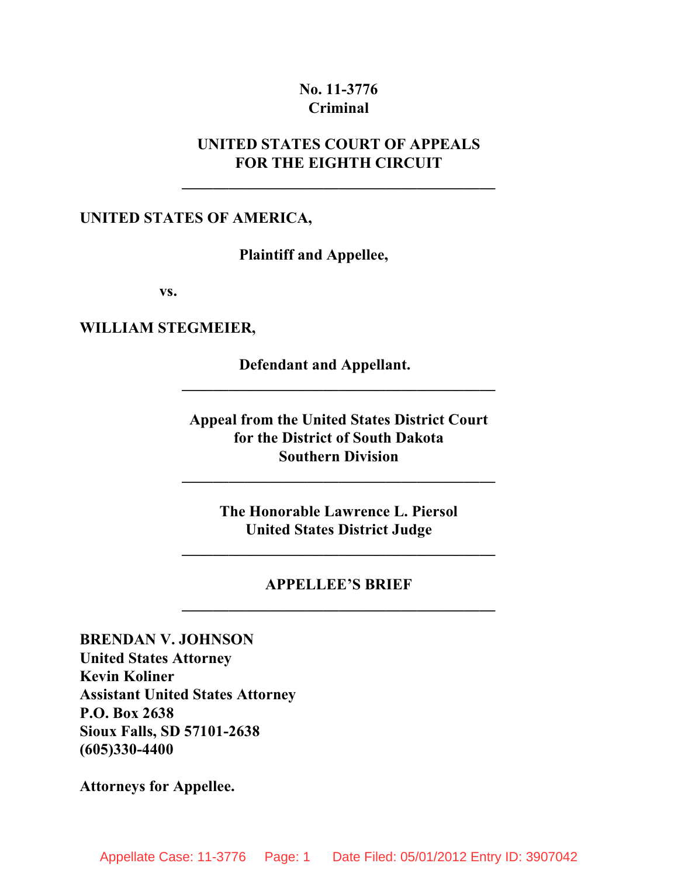**No. 11-3776**
**Criminal**

**UNITED STATES COURT OF APPEALS**
**FOR THE EIGHTH CIRCUIT**

---

**UNITED STATES OF AMERICA,**

**Plaintiff and Appellee,**

**vs.**

**WILLIAM STEGMEIER,**

**Defendant and Appellant.**

---

**Appeal from the United States District Court**
**for the District of South Dakota**
**Southern Division**

---

**The Honorable Lawrence L. Piersol**
**United States District Judge**

---

**APPELLEE'S BRIEF**

---

**BRENDAN V. JOHNSON**
**United States Attorney**
**Kevin Koliner**
**Assistant United States Attorney**
**P.O. Box 2638**
**Sioux Falls, SD 57101-2638**
**(605)330-4400**

**Attorneys for Appellee.**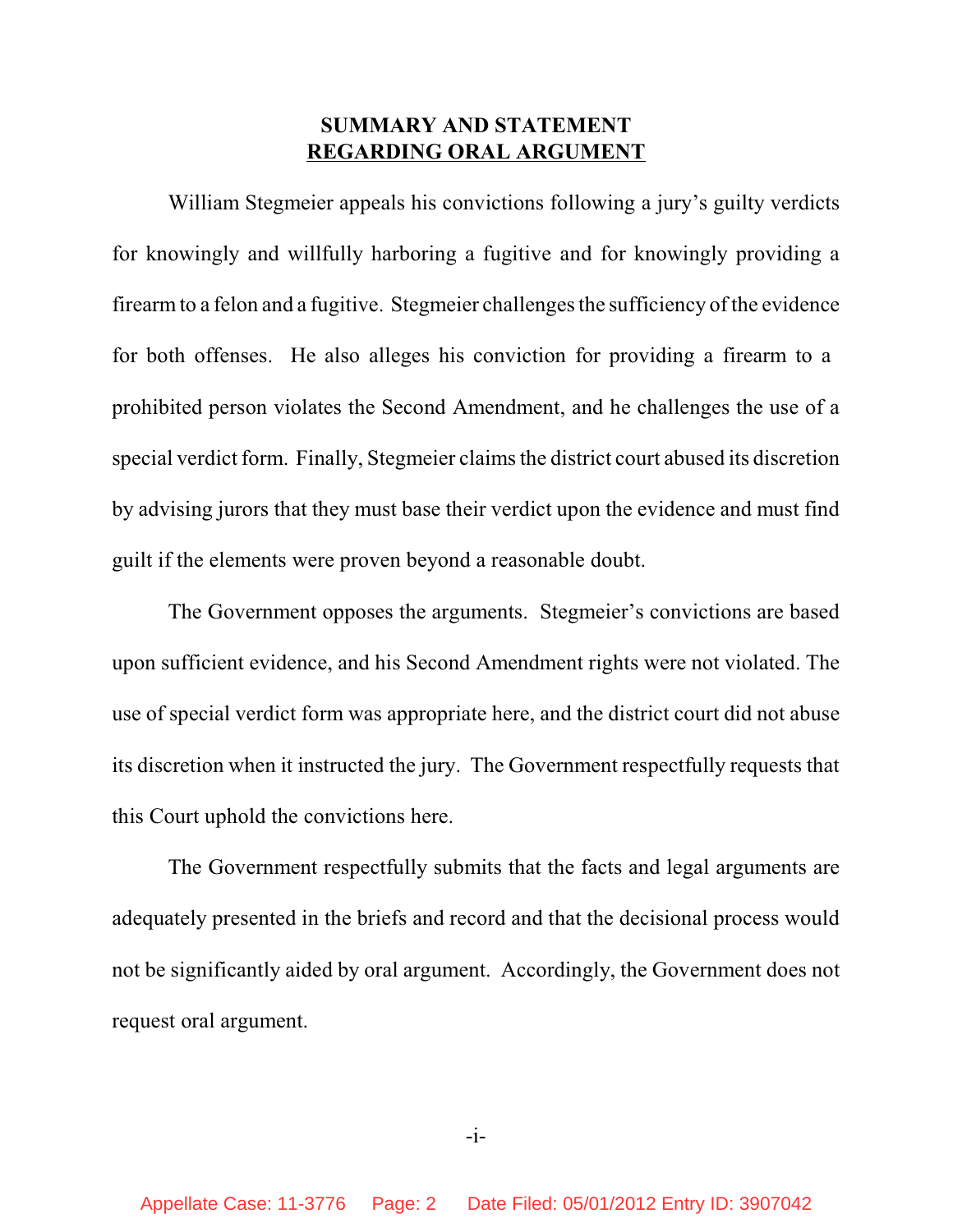## SUMMARY AND STATEMENT REGARDING ORAL ARGUMENT

William Stegmeier appeals his convictions following a jury's guilty verdicts for knowingly and willfully harboring a fugitive and for knowingly providing a firearm to a felon and a fugitive. Stegmeier challenges the sufficiency of the evidence for both offenses. He also alleges his conviction for providing a firearm to a prohibited person violates the Second Amendment, and he challenges the use of a special verdict form. Finally, Stegmeier claims the district court abused its discretion by advising jurors that they must base their verdict upon the evidence and must find guilt if the elements were proven beyond a reasonable doubt.

The Government opposes the arguments. Stegmeier's convictions are based upon sufficient evidence, and his Second Amendment rights were not violated. The use of special verdict form was appropriate here, and the district court did not abuse its discretion when it instructed the jury. The Government respectfully requests that this Court uphold the convictions here.

The Government respectfully submits that the facts and legal arguments are adequately presented in the briefs and record and that the decisional process would not be significantly aided by oral argument. Accordingly, the Government does not request oral argument.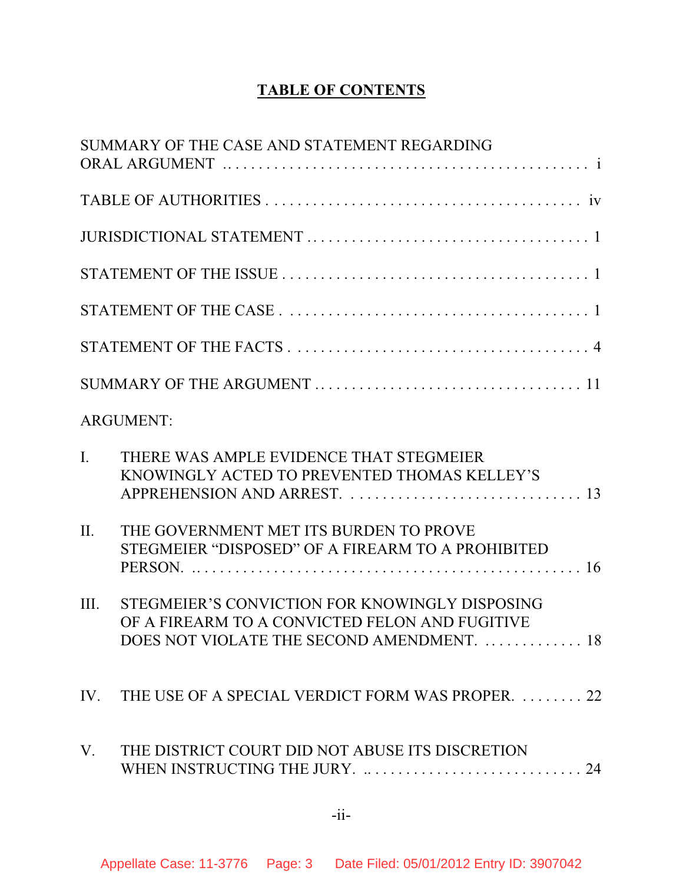## TABLE OF CONTENTS

SUMMARY OF THE CASE AND STATEMENT REGARDING ORAL ARGUMENT . . . . . . . . . . . . . . . . . . . . . . . . . . . . . . . . . . . . . . . . . . . . . i

TABLE OF AUTHORITIES . . . . . . . . . . . . . . . . . . . . . . . . . . . . . . . . . . . . . . . iv

JURISDICTIONAL STATEMENT . . . . . . . . . . . . . . . . . . . . . . . . . . . . . . . . . . . 1

STATEMENT OF THE ISSUE . . . . . . . . . . . . . . . . . . . . . . . . . . . . . . . . . . . . . . 1

STATEMENT OF THE CASE . . . . . . . . . . . . . . . . . . . . . . . . . . . . . . . . . . . . . . 1

STATEMENT OF THE FACTS . . . . . . . . . . . . . . . . . . . . . . . . . . . . . . . . . . . . . . 4

SUMMARY OF THE ARGUMENT . . . . . . . . . . . . . . . . . . . . . . . . . . . . . . . . . 11

ARGUMENT:

I. THERE WAS AMPLE EVIDENCE THAT STEGMEIER KNOWINGLY ACTED TO PREVENTED THOMAS KELLEY'S APPREHENSION AND ARREST. . . . . . . . . . . . . . . . . . . . . . . . . . . . . . 13

II. THE GOVERNMENT MET ITS BURDEN TO PROVE STEGMEIER "DISPOSED" OF A FIREARM TO A PROHIBITED PERSON. . . . . . . . . . . . . . . . . . . . . . . . . . . . . . . . . . . . . . . . . . . . . . . . . 16

III. STEGMEIER'S CONVICTION FOR KNOWINGLY DISPOSING OF A FIREARM TO A CONVICTED FELON AND FUGITIVE DOES NOT VIOLATE THE SECOND AMENDMENT. . . . . . . . . . . . . 18

IV. THE USE OF A SPECIAL VERDICT FORM WAS PROPER. . . . . . . . . 22

V. THE DISTRICT COURT DID NOT ABUSE ITS DISCRETION WHEN INSTRUCTING THE JURY. . . . . . . . . . . . . . . . . . . . . . . . . . . . . 24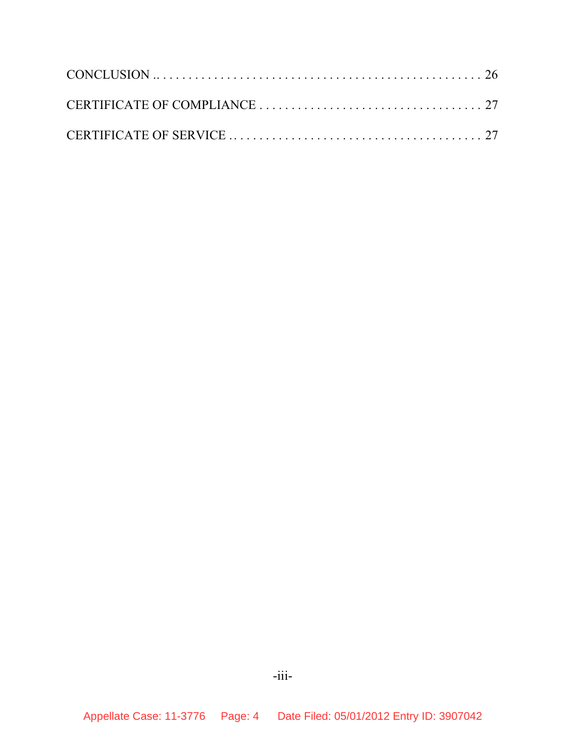CONCLUSION .. . . . . . . . . . . . . . . . . . . . . . . . . . . . . . . . . . . . . . . . . . . . . . . . . . . 26

CERTIFICATE OF COMPLIANCE . . . . . . . . . . . . . . . . . . . . . . . . . . . . . . . . . . 27

CERTIFICATE OF SERVICE . . . . . . . . . . . . . . . . . . . . . . . . . . . . . . . . . . . . . . . 27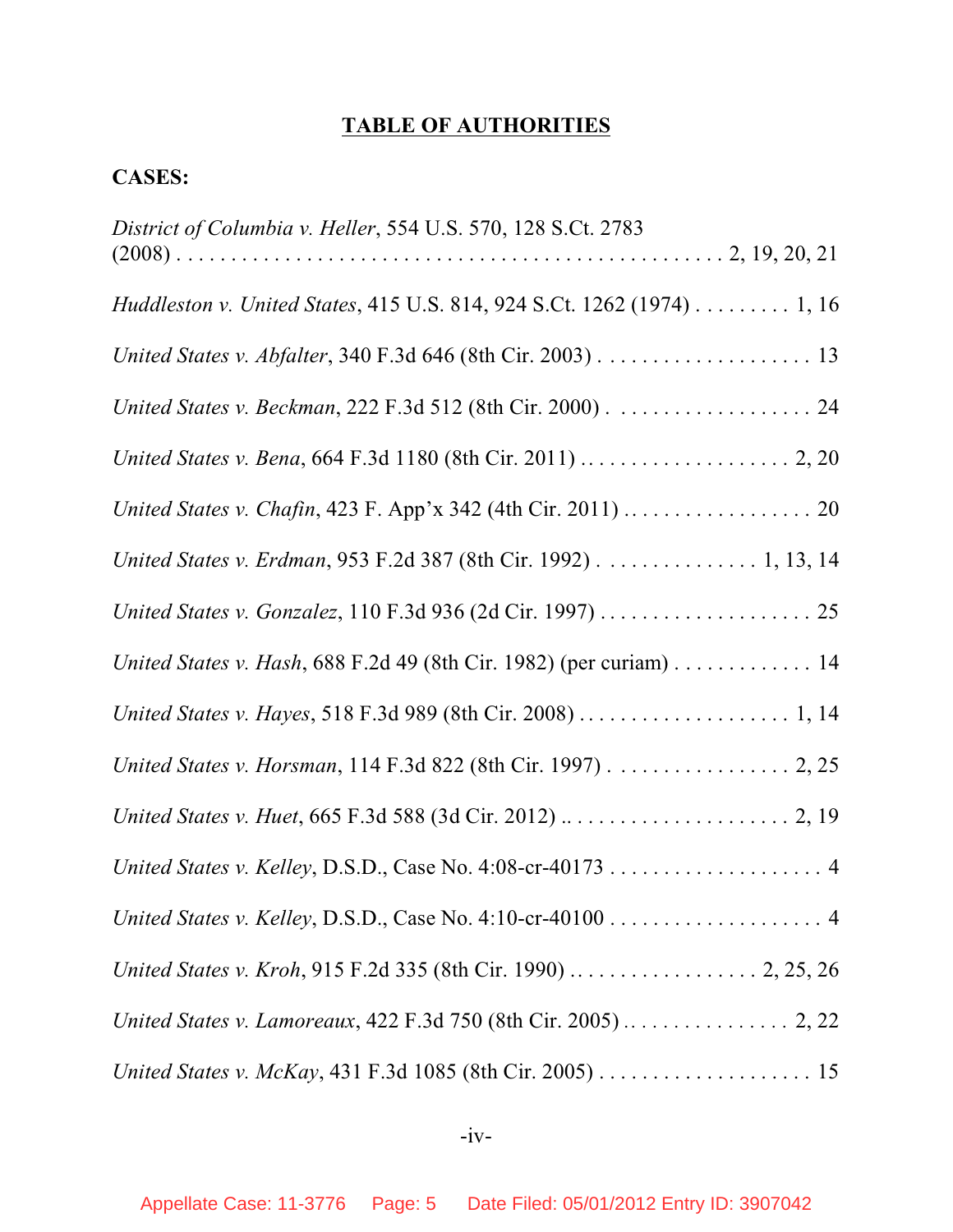# TABLE OF AUTHORITIES

**CASES:**

*District of Columbia v. Heller*, 554 U.S. 570, 128 S.Ct. 2783 (2008) . . . . . . . . . . . . . . . . . . . . . . . . . . . . . . . . . . . . . . . . . . . . . . . . 2, 19, 20, 21

*Huddleston v. United States*, 415 U.S. 814, 924 S.Ct. 1262 (1974) . . . . . . . . . 1, 16

*United States v. Abfalter*, 340 F.3d 646 (8th Cir. 2003) . . . . . . . . . . . . . . . . . . . . 13

*United States v. Beckman*, 222 F.3d 512 (8th Cir. 2000) . . . . . . . . . . . . . . . . . . . 24

*United States v. Bena*, 664 F.3d 1180 (8th Cir. 2011) . . . . . . . . . . . . . . . . . . . . 2, 20

*United States v. Chafin*, 423 F. App'x 342 (4th Cir. 2011) . . . . . . . . . . . . . . . . . . 20

*United States v. Erdman*, 953 F.2d 387 (8th Cir. 1992) . . . . . . . . . . . . . . . 1, 13, 14

*United States v. Gonzalez*, 110 F.3d 936 (2d Cir. 1997) . . . . . . . . . . . . . . . . . . . . 25

*United States v. Hash*, 688 F.2d 49 (8th Cir. 1982) (per curiam) . . . . . . . . . . . . . 14

*United States v. Hayes*, 518 F.3d 989 (8th Cir. 2008) . . . . . . . . . . . . . . . . . . . . 1, 14

*United States v. Horsman*, 114 F.3d 822 (8th Cir. 1997) . . . . . . . . . . . . . . . . . 2, 25

*United States v. Huet*, 665 F.3d 588 (3d Cir. 2012) .. . . . . . . . . . . . . . . . . . . . . 2, 19

*United States v. Kelley*, D.S.D., Case No. 4:08-cr-40173 . . . . . . . . . . . . . . . . . . . . 4

*United States v. Kelley*, D.S.D., Case No. 4:10-cr-40100 . . . . . . . . . . . . . . . . . . . . 4

*United States v. Kroh*, 915 F.2d 335 (8th Cir. 1990) . . . . . . . . . . . . . . . . . . 2, 25, 26

*United States v. Lamoreaux*, 422 F.3d 750 (8th Cir. 2005) . . . . . . . . . . . . . . . . 2, 22

*United States v. McKay*, 431 F.3d 1085 (8th Cir. 2005) . . . . . . . . . . . . . . . . . . . . 15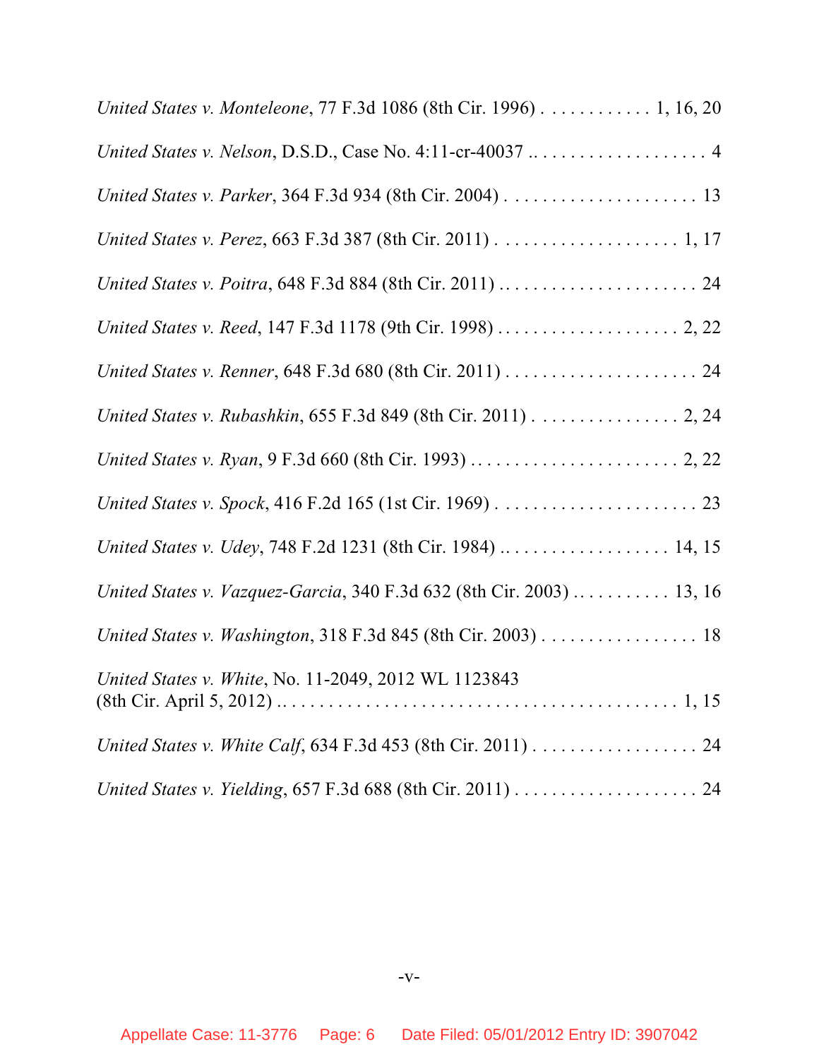*United States v. Monteleone*, 77 F.3d 1086 (8th Cir. 1996) . . . . . . . . . . . . 1, 16, 20

*United States v. Nelson*, D.S.D., Case No. 4:11-cr-40037 .. . . . . . . . . . . . . . . . . . 4

*United States v. Parker*, 364 F.3d 934 (8th Cir. 2004) . . . . . . . . . . . . . . . . . . . . . 13

*United States v. Perez*, 663 F.3d 387 (8th Cir. 2011) . . . . . . . . . . . . . . . . . . . . 1, 17

*United States v. Poitra*, 648 F.3d 884 (8th Cir. 2011) . . . . . . . . . . . . . . . . . . . . . . 24

*United States v. Reed*, 147 F.3d 1178 (9th Cir. 1998) . . . . . . . . . . . . . . . . . . . . 2, 22

*United States v. Renner*, 648 F.3d 680 (8th Cir. 2011) . . . . . . . . . . . . . . . . . . . . . . 24

*United States v. Rubashkin*, 655 F.3d 849 (8th Cir. 2011) . . . . . . . . . . . . . . . . 2, 24

*United States v. Ryan*, 9 F.3d 660 (8th Cir. 1993) . . . . . . . . . . . . . . . . . . . . . . . 2, 22

*United States v. Spock*, 416 F.2d 165 (1st Cir. 1969) . . . . . . . . . . . . . . . . . . . . . . 23

*United States v. Udey*, 748 F.2d 1231 (8th Cir. 1984) .. . . . . . . . . . . . . . . . . . 14, 15

*United States v. Vazquez-Garcia*, 340 F.3d 632 (8th Cir. 2003) . . . . . . . . . . . 13, 16

*United States v. Washington*, 318 F.3d 845 (8th Cir. 2003) . . . . . . . . . . . . . . . . . 18

*United States v. White*, No. 11-2049, 2012 WL 1123843 (8th Cir. April 5, 2012) .. . . . . . . . . . . . . . . . . . . . . . . . . . . . . . . . . . . . . . . . . 1, 15

*United States v. White Calf*, 634 F.3d 453 (8th Cir. 2011) . . . . . . . . . . . . . . . . . . 24

*United States v. Yielding*, 657 F.3d 688 (8th Cir. 2011) . . . . . . . . . . . . . . . . . . . . 24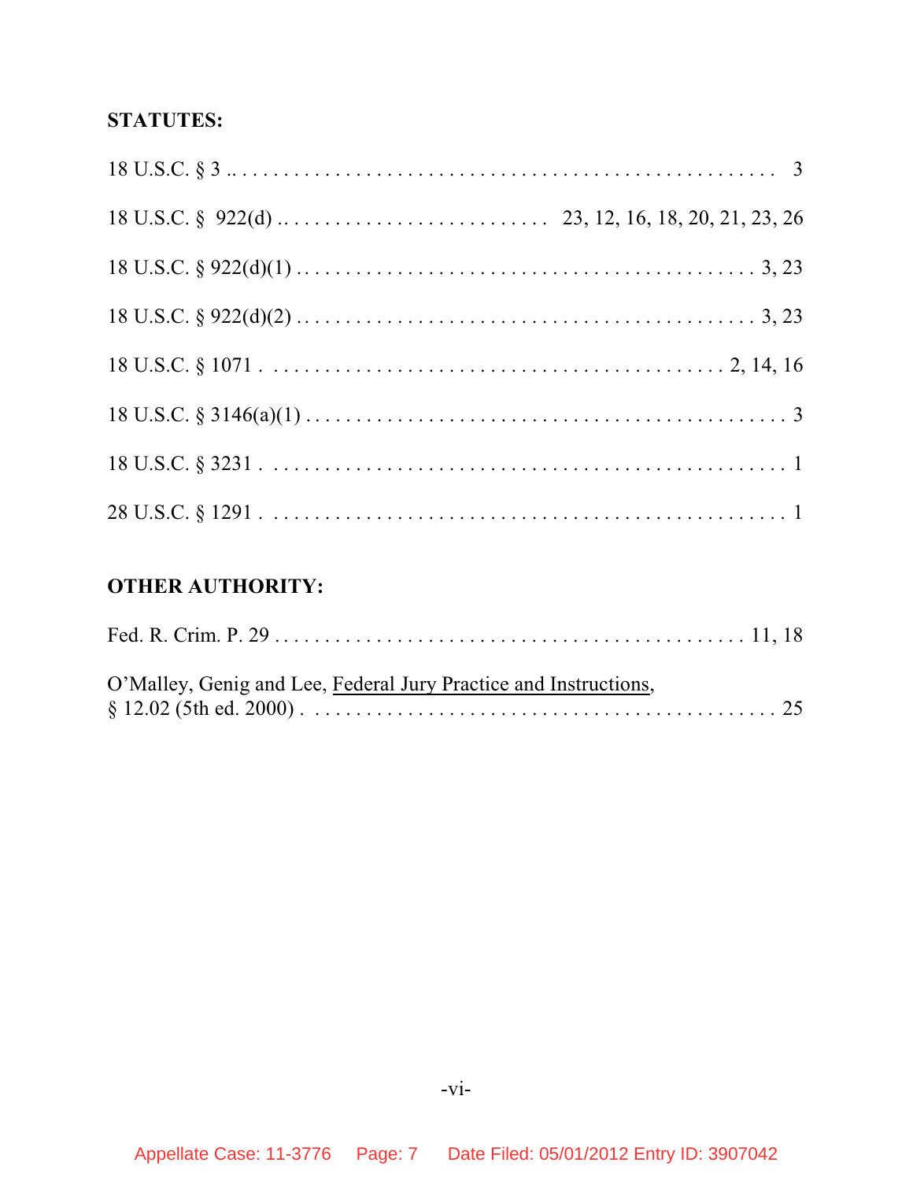**STATUTES:**

18 U.S.C. § 3 .. . . . . . . . . . . . . . . . . . . . . . . . . . . . . . . . . . . . . . . . . . . . . . . . . . 3

18 U.S.C. § 922(d) .. . . . . . . . . . . . . . . . . . . . . . . . . . . 23, 12, 16, 18, 20, 21, 23, 26

18 U.S.C. § 922(d)(1) . . . . . . . . . . . . . . . . . . . . . . . . . . . . . . . . . . . . . . . . . . . 3, 23

18 U.S.C. § 922(d)(2) . . . . . . . . . . . . . . . . . . . . . . . . . . . . . . . . . . . . . . . . . . . 3, 23

18 U.S.C. § 1071 . . . . . . . . . . . . . . . . . . . . . . . . . . . . . . . . . . . . . . . . . . 2, 14, 16

18 U.S.C. § 3146(a)(1) . . . . . . . . . . . . . . . . . . . . . . . . . . . . . . . . . . . . . . . . . . . . 3

18 U.S.C. § 3231 . . . . . . . . . . . . . . . . . . . . . . . . . . . . . . . . . . . . . . . . . . . . . . . 1

28 U.S.C. § 1291 . . . . . . . . . . . . . . . . . . . . . . . . . . . . . . . . . . . . . . . . . . . . . . . 1

**OTHER AUTHORITY:**

Fed. R. Crim. P. 29 . . . . . . . . . . . . . . . . . . . . . . . . . . . . . . . . . . . . . . . . . . . 11, 18

O'Malley, Genig and Lee, Federal Jury Practice and Instructions, § 12.02 (5th ed. 2000) . . . . . . . . . . . . . . . . . . . . . . . . . . . . . . . . . . . . . . . . . . . 25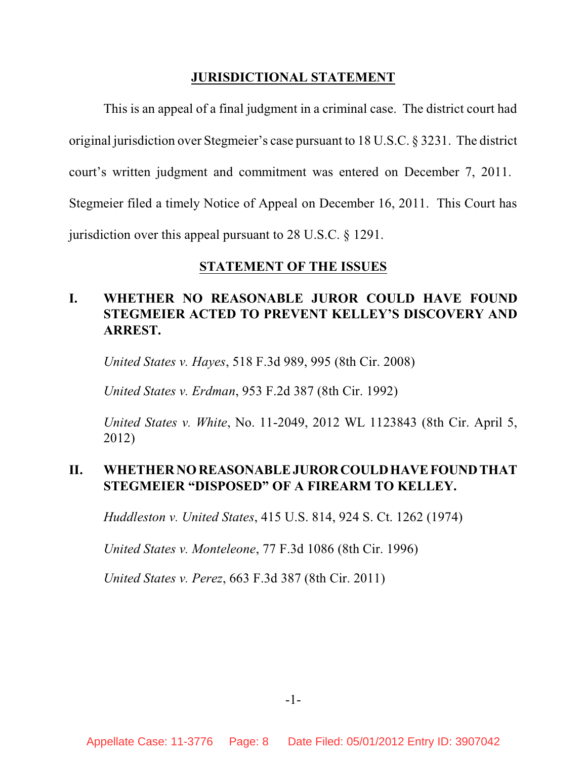## JURISDICTIONAL STATEMENT

This is an appeal of a final judgment in a criminal case. The district court had original jurisdiction over Stegmeier's case pursuant to 18 U.S.C. § 3231. The district court's written judgment and commitment was entered on December 7, 2011. Stegmeier filed a timely Notice of Appeal on December 16, 2011. This Court has jurisdiction over this appeal pursuant to 28 U.S.C. § 1291.

## STATEMENT OF THE ISSUES

### I. WHETHER NO REASONABLE JUROR COULD HAVE FOUND STEGMEIER ACTED TO PREVENT KELLEY'S DISCOVERY AND ARREST.

*United States v. Hayes*, 518 F.3d 989, 995 (8th Cir. 2008)

*United States v. Erdman*, 953 F.2d 387 (8th Cir. 1992)

*United States v. White*, No. 11-2049, 2012 WL 1123843 (8th Cir. April 5, 2012)

### II. WHETHER NO REASONABLE JUROR COULD HAVE FOUND THAT STEGMEIER "DISPOSED" OF A FIREARM TO KELLEY.

*Huddleston v. United States*, 415 U.S. 814, 924 S. Ct. 1262 (1974)

*United States v. Monteleone*, 77 F.3d 1086 (8th Cir. 1996)

*United States v. Perez*, 663 F.3d 387 (8th Cir. 2011)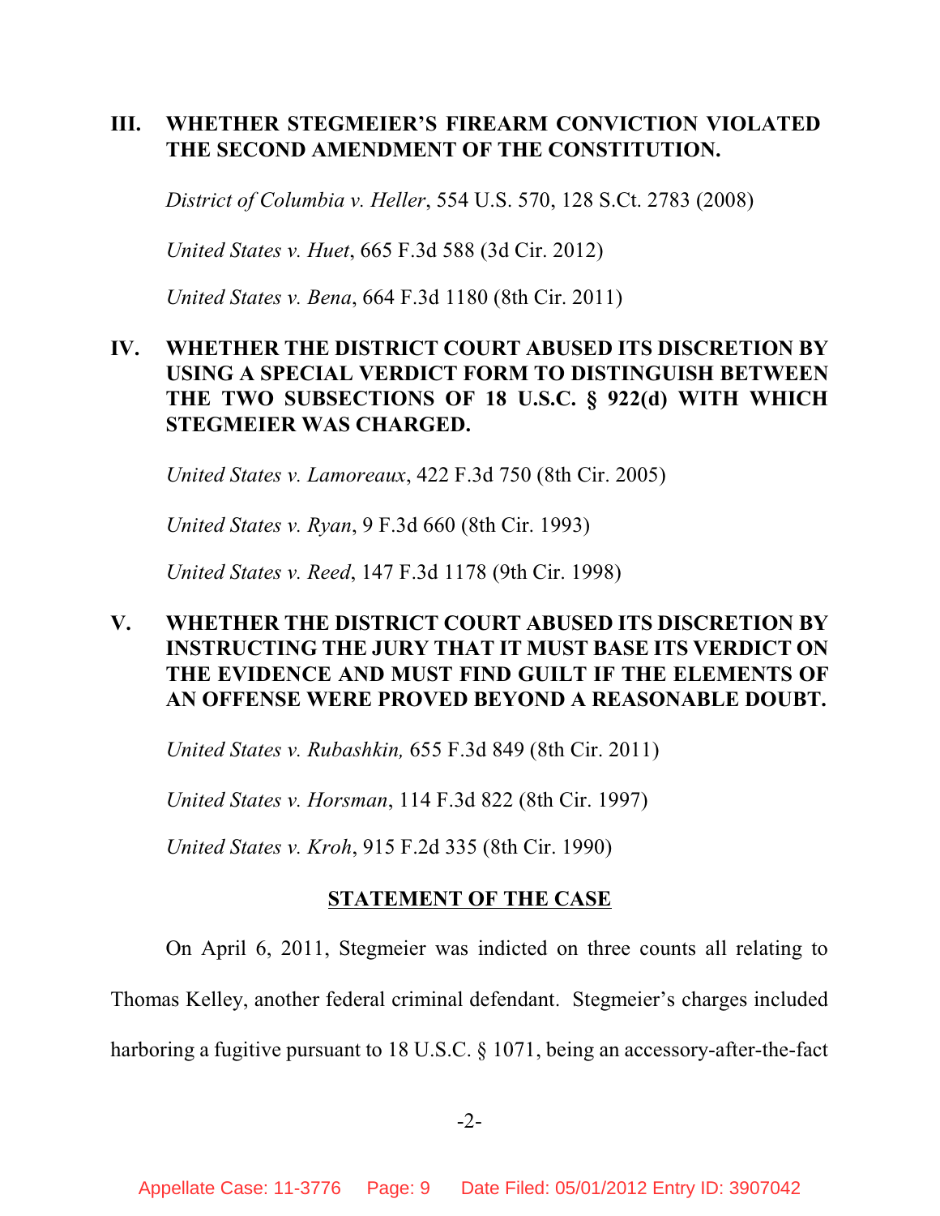**III. WHETHER STEGMEIER'S FIREARM CONVICTION VIOLATED THE SECOND AMENDMENT OF THE CONSTITUTION.**

*District of Columbia v. Heller*, 554 U.S. 570, 128 S.Ct. 2783 (2008)

*United States v. Huet*, 665 F.3d 588 (3d Cir. 2012)

*United States v. Bena*, 664 F.3d 1180 (8th Cir. 2011)

**IV. WHETHER THE DISTRICT COURT ABUSED ITS DISCRETION BY USING A SPECIAL VERDICT FORM TO DISTINGUISH BETWEEN THE TWO SUBSECTIONS OF 18 U.S.C. § 922(d) WITH WHICH STEGMEIER WAS CHARGED.**

*United States v. Lamoreaux*, 422 F.3d 750 (8th Cir. 2005)

*United States v. Ryan*, 9 F.3d 660 (8th Cir. 1993)

*United States v. Reed*, 147 F.3d 1178 (9th Cir. 1998)

**V. WHETHER THE DISTRICT COURT ABUSED ITS DISCRETION BY INSTRUCTING THE JURY THAT IT MUST BASE ITS VERDICT ON THE EVIDENCE AND MUST FIND GUILT IF THE ELEMENTS OF AN OFFENSE WERE PROVED BEYOND A REASONABLE DOUBT.**

*United States v. Rubashkin,* 655 F.3d 849 (8th Cir. 2011)

*United States v. Horsman*, 114 F.3d 822 (8th Cir. 1997)

*United States v. Kroh*, 915 F.2d 335 (8th Cir. 1990)

## STATEMENT OF THE CASE

On April 6, 2011, Stegmeier was indicted on three counts all relating to Thomas Kelley, another federal criminal defendant. Stegmeier's charges included harboring a fugitive pursuant to 18 U.S.C. § 1071, being an accessory-after-the-fact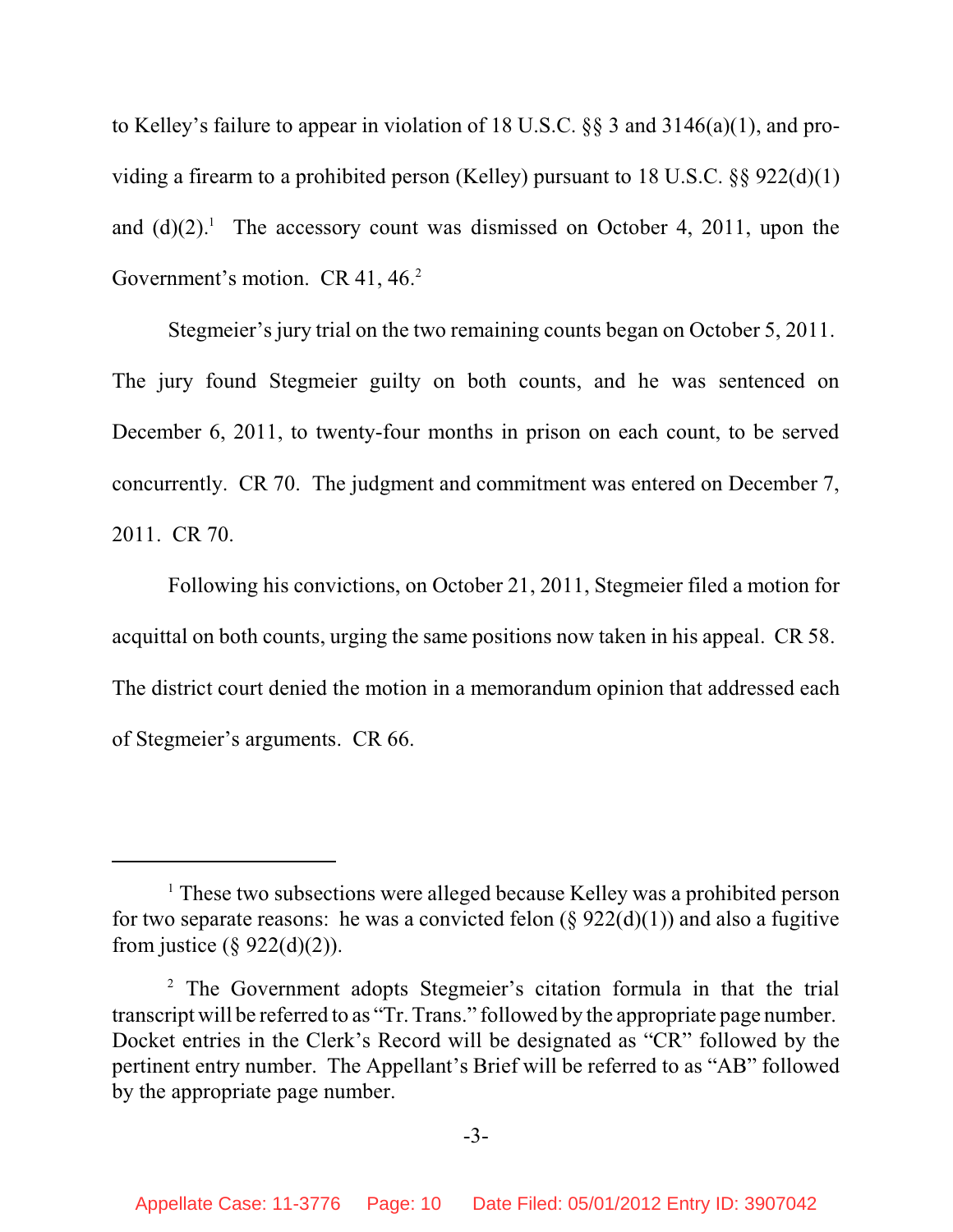to Kelley's failure to appear in violation of 18 U.S.C. §§ 3 and 3146(a)(1), and providing a firearm to a prohibited person (Kelley) pursuant to 18 U.S.C. §§ 922(d)(1) and (d)(2).[1] The accessory count was dismissed on October 4, 2011, upon the Government's motion. CR 41, 46.[2]

Stegmeier's jury trial on the two remaining counts began on October 5, 2011. The jury found Stegmeier guilty on both counts, and he was sentenced on December 6, 2011, to twenty-four months in prison on each count, to be served concurrently. CR 70. The judgment and commitment was entered on December 7, 2011. CR 70.

Following his convictions, on October 21, 2011, Stegmeier filed a motion for acquittal on both counts, urging the same positions now taken in his appeal. CR 58. The district court denied the motion in a memorandum opinion that addressed each of Stegmeier's arguments. CR 66.

---

[1] These two subsections were alleged because Kelley was a prohibited person for two separate reasons: he was a convicted felon (§ 922(d)(1)) and also a fugitive from justice (§ 922(d)(2)).

[2] The Government adopts Stegmeier's citation formula in that the trial transcript will be referred to as "Tr. Trans." followed by the appropriate page number. Docket entries in the Clerk's Record will be designated as "CR" followed by the pertinent entry number. The Appellant's Brief will be referred to as "AB" followed by the appropriate page number.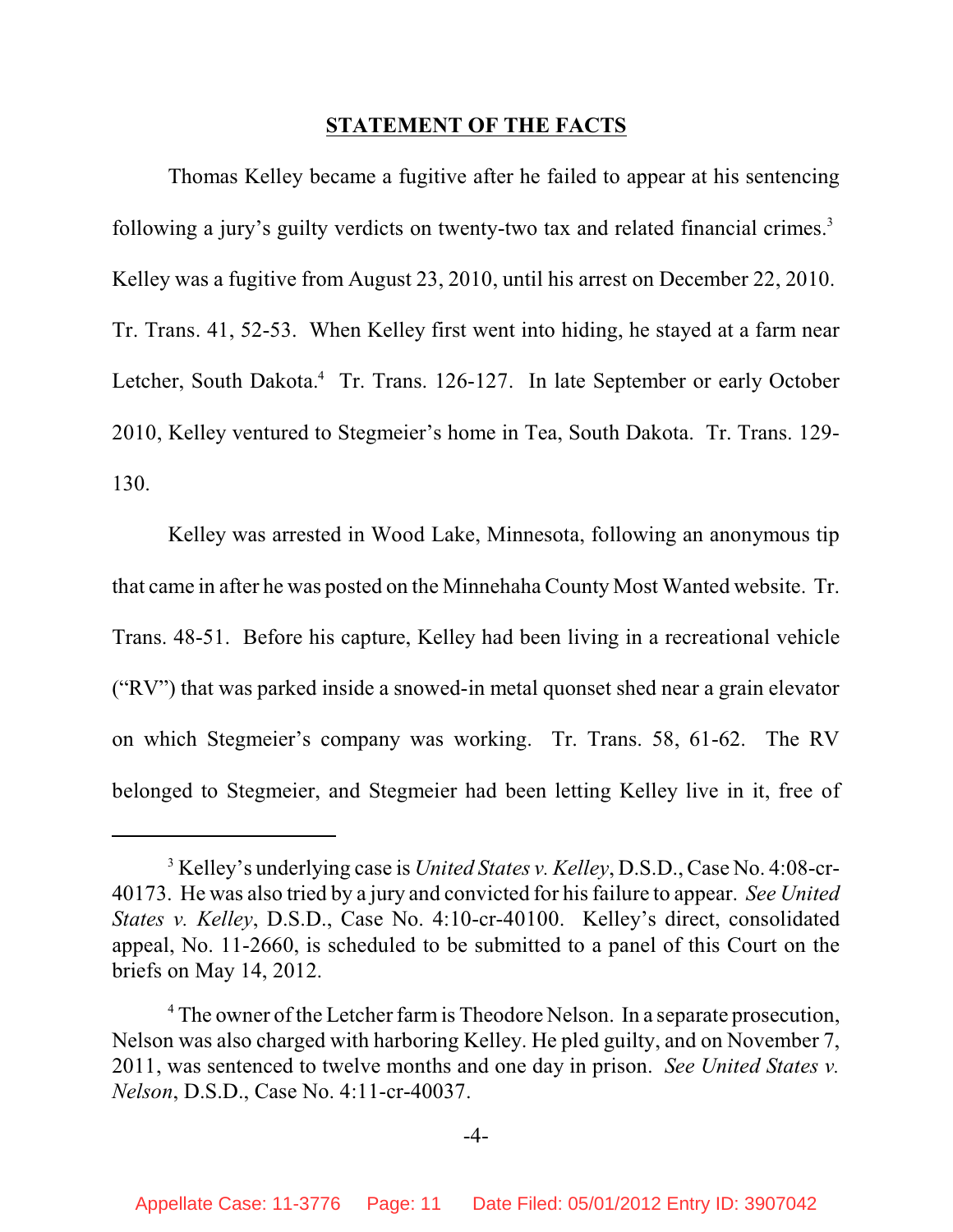## STATEMENT OF THE FACTS

Thomas Kelley became a fugitive after he failed to appear at his sentencing following a jury's guilty verdicts on twenty-two tax and related financial crimes.[3] Kelley was a fugitive from August 23, 2010, until his arrest on December 22, 2010. Tr. Trans. 41, 52-53. When Kelley first went into hiding, he stayed at a farm near Letcher, South Dakota.[4] Tr. Trans. 126-127. In late September or early October 2010, Kelley ventured to Stegmeier's home in Tea, South Dakota. Tr. Trans. 129-130.

Kelley was arrested in Wood Lake, Minnesota, following an anonymous tip that came in after he was posted on the Minnehaha County Most Wanted website. Tr. Trans. 48-51. Before his capture, Kelley had been living in a recreational vehicle ("RV") that was parked inside a snowed-in metal quonset shed near a grain elevator on which Stegmeier's company was working. Tr. Trans. 58, 61-62. The RV belonged to Stegmeier, and Stegmeier had been letting Kelley live in it, free of

---

[3] Kelley's underlying case is *United States v. Kelley*, D.S.D., Case No. 4:08-cr-40173. He was also tried by a jury and convicted for his failure to appear. *See United States v. Kelley*, D.S.D., Case No. 4:10-cr-40100. Kelley's direct, consolidated appeal, No. 11-2660, is scheduled to be submitted to a panel of this Court on the briefs on May 14, 2012.

[4] The owner of the Letcher farm is Theodore Nelson. In a separate prosecution, Nelson was also charged with harboring Kelley. He pled guilty, and on November 7, 2011, was sentenced to twelve months and one day in prison. *See United States v. Nelson*, D.S.D., Case No. 4:11-cr-40037.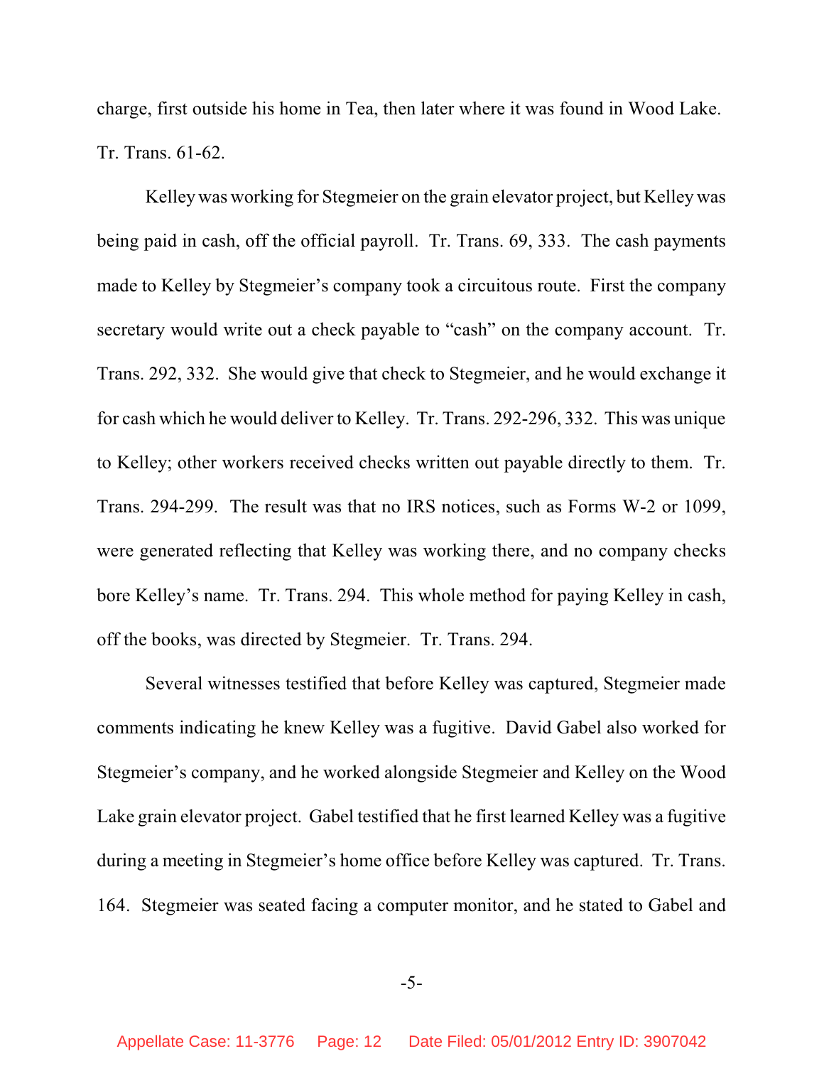charge, first outside his home in Tea, then later where it was found in Wood Lake. Tr. Trans. 61-62.

Kelley was working for Stegmeier on the grain elevator project, but Kelley was being paid in cash, off the official payroll. Tr. Trans. 69, 333. The cash payments made to Kelley by Stegmeier's company took a circuitous route. First the company secretary would write out a check payable to "cash" on the company account. Tr. Trans. 292, 332. She would give that check to Stegmeier, and he would exchange it for cash which he would deliver to Kelley. Tr. Trans. 292-296, 332. This was unique to Kelley; other workers received checks written out payable directly to them. Tr. Trans. 294-299. The result was that no IRS notices, such as Forms W-2 or 1099, were generated reflecting that Kelley was working there, and no company checks bore Kelley's name. Tr. Trans. 294. This whole method for paying Kelley in cash, off the books, was directed by Stegmeier. Tr. Trans. 294.

Several witnesses testified that before Kelley was captured, Stegmeier made comments indicating he knew Kelley was a fugitive. David Gabel also worked for Stegmeier's company, and he worked alongside Stegmeier and Kelley on the Wood Lake grain elevator project. Gabel testified that he first learned Kelley was a fugitive during a meeting in Stegmeier's home office before Kelley was captured. Tr. Trans. 164. Stegmeier was seated facing a computer monitor, and he stated to Gabel and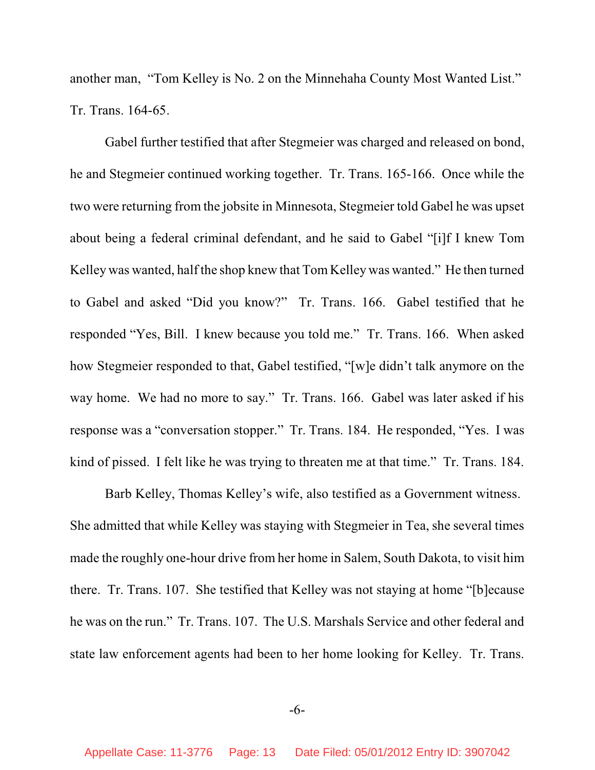another man, "Tom Kelley is No. 2 on the Minnehaha County Most Wanted List." Tr. Trans. 164-65.

Gabel further testified that after Stegmeier was charged and released on bond, he and Stegmeier continued working together. Tr. Trans. 165-166. Once while the two were returning from the jobsite in Minnesota, Stegmeier told Gabel he was upset about being a federal criminal defendant, and he said to Gabel "[i]f I knew Tom Kelley was wanted, half the shop knew that Tom Kelley was wanted." He then turned to Gabel and asked "Did you know?" Tr. Trans. 166. Gabel testified that he responded "Yes, Bill. I knew because you told me." Tr. Trans. 166. When asked how Stegmeier responded to that, Gabel testified, "[w]e didn't talk anymore on the way home. We had no more to say." Tr. Trans. 166. Gabel was later asked if his response was a "conversation stopper." Tr. Trans. 184. He responded, "Yes. I was kind of pissed. I felt like he was trying to threaten me at that time." Tr. Trans. 184.

Barb Kelley, Thomas Kelley's wife, also testified as a Government witness. She admitted that while Kelley was staying with Stegmeier in Tea, she several times made the roughly one-hour drive from her home in Salem, South Dakota, to visit him there. Tr. Trans. 107. She testified that Kelley was not staying at home "[b]ecause he was on the run." Tr. Trans. 107. The U.S. Marshals Service and other federal and state law enforcement agents had been to her home looking for Kelley. Tr. Trans.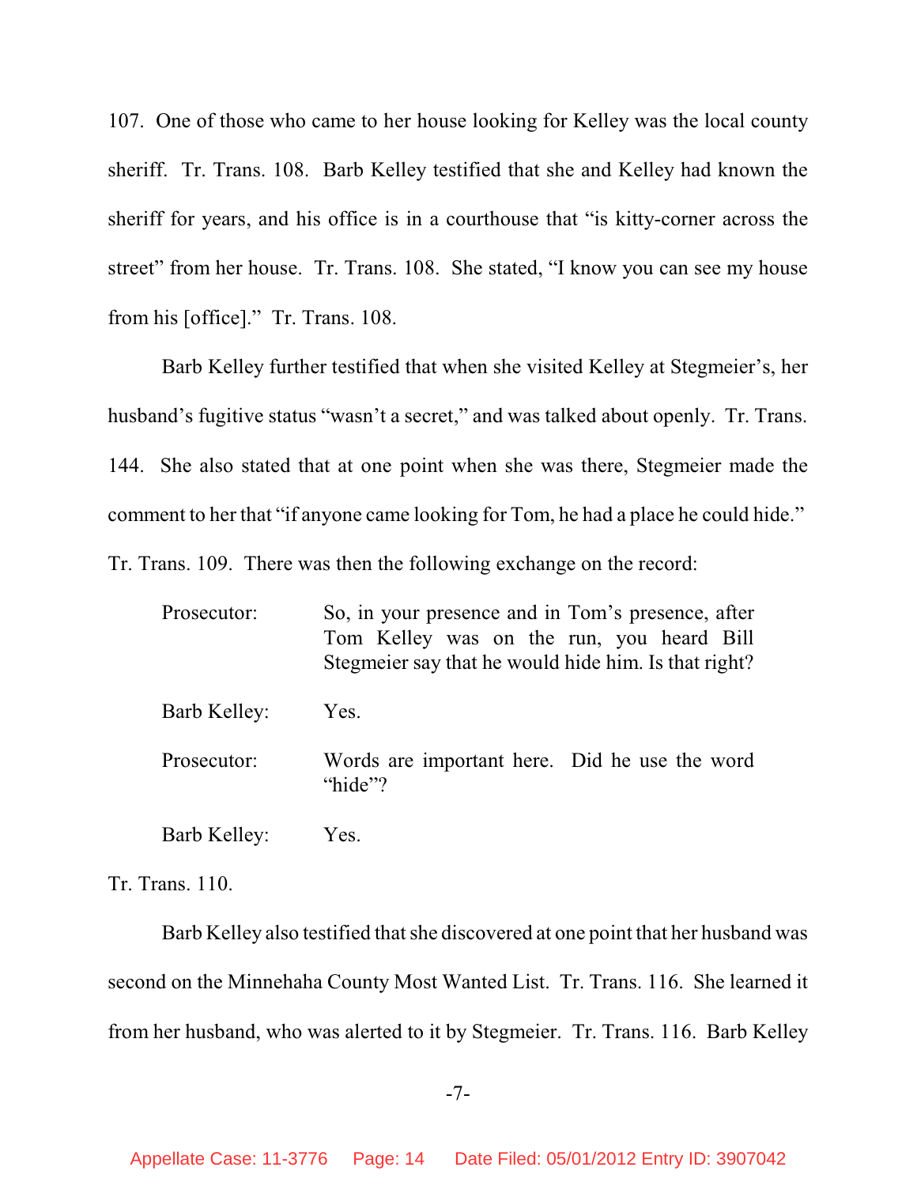107. One of those who came to her house looking for Kelley was the local county sheriff. Tr. Trans. 108. Barb Kelley testified that she and Kelley had known the sheriff for years, and his office is in a courthouse that "is kitty-corner across the street" from her house. Tr. Trans. 108. She stated, "I know you can see my house from his [office]." Tr. Trans. 108.

Barb Kelley further testified that when she visited Kelley at Stegmeier's, her husband's fugitive status "wasn't a secret," and was talked about openly. Tr. Trans. 144. She also stated that at one point when she was there, Stegmeier made the comment to her that "if anyone came looking for Tom, he had a place he could hide." Tr. Trans. 109. There was then the following exchange on the record:

> Prosecutor: So, in your presence and in Tom's presence, after Tom Kelley was on the run, you heard Bill Stegmeier say that he would hide him. Is that right?
>
> Barb Kelley: Yes.
>
> Prosecutor: Words are important here. Did he use the word "hide"?
>
> Barb Kelley: Yes.

Tr. Trans. 110.

Barb Kelley also testified that she discovered at one point that her husband was second on the Minnehaha County Most Wanted List. Tr. Trans. 116. She learned it from her husband, who was alerted to it by Stegmeier. Tr. Trans. 116. Barb Kelley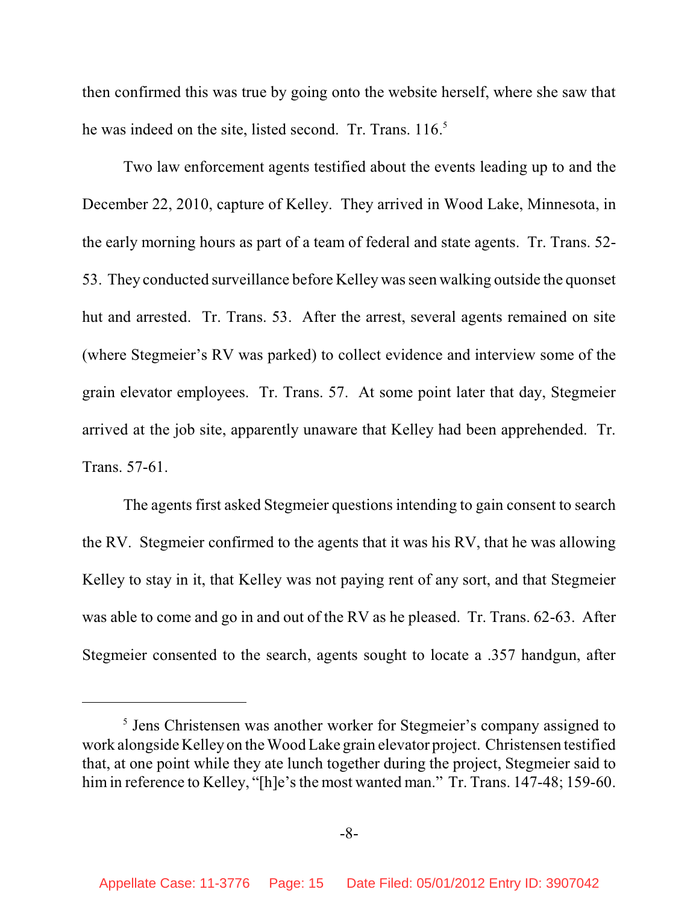then confirmed this was true by going onto the website herself, where she saw that he was indeed on the site, listed second. Tr. Trans. 116.[5]

Two law enforcement agents testified about the events leading up to and the December 22, 2010, capture of Kelley. They arrived in Wood Lake, Minnesota, in the early morning hours as part of a team of federal and state agents. Tr. Trans. 52-53. They conducted surveillance before Kelley was seen walking outside the quonset hut and arrested. Tr. Trans. 53. After the arrest, several agents remained on site (where Stegmeier's RV was parked) to collect evidence and interview some of the grain elevator employees. Tr. Trans. 57. At some point later that day, Stegmeier arrived at the job site, apparently unaware that Kelley had been apprehended. Tr. Trans. 57-61.

The agents first asked Stegmeier questions intending to gain consent to search the RV. Stegmeier confirmed to the agents that it was his RV, that he was allowing Kelley to stay in it, that Kelley was not paying rent of any sort, and that Stegmeier was able to come and go in and out of the RV as he pleased. Tr. Trans. 62-63. After Stegmeier consented to the search, agents sought to locate a .357 handgun, after

---

[5] Jens Christensen was another worker for Stegmeier's company assigned to work alongside Kelley on the Wood Lake grain elevator project. Christensen testified that, at one point while they ate lunch together during the project, Stegmeier said to him in reference to Kelley, "[h]e's the most wanted man." Tr. Trans. 147-48; 159-60.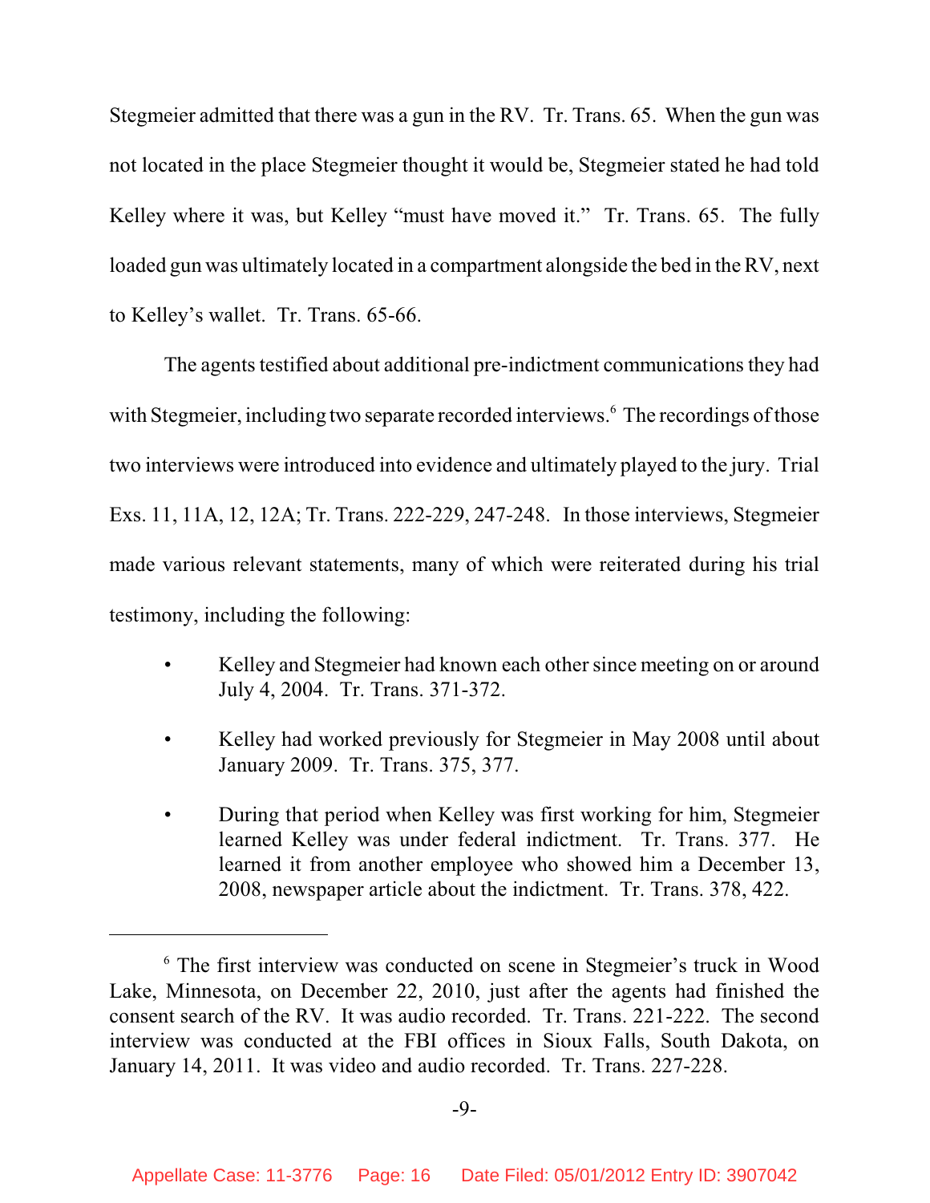Stegmeier admitted that there was a gun in the RV. Tr. Trans. 65. When the gun was not located in the place Stegmeier thought it would be, Stegmeier stated he had told Kelley where it was, but Kelley "must have moved it." Tr. Trans. 65. The fully loaded gun was ultimately located in a compartment alongside the bed in the RV, next to Kelley's wallet. Tr. Trans. 65-66.

The agents testified about additional pre-indictment communications they had with Stegmeier, including two separate recorded interviews.[6] The recordings of those two interviews were introduced into evidence and ultimately played to the jury. Trial Exs. 11, 11A, 12, 12A; Tr. Trans. 222-229, 247-248. In those interviews, Stegmeier made various relevant statements, many of which were reiterated during his trial testimony, including the following:

- Kelley and Stegmeier had known each other since meeting on or around July 4, 2004. Tr. Trans. 371-372.
- Kelley had worked previously for Stegmeier in May 2008 until about January 2009. Tr. Trans. 375, 377.
- During that period when Kelley was first working for him, Stegmeier learned Kelley was under federal indictment. Tr. Trans. 377. He learned it from another employee who showed him a December 13, 2008, newspaper article about the indictment. Tr. Trans. 378, 422.

---

[6] The first interview was conducted on scene in Stegmeier's truck in Wood Lake, Minnesota, on December 22, 2010, just after the agents had finished the consent search of the RV. It was audio recorded. Tr. Trans. 221-222. The second interview was conducted at the FBI offices in Sioux Falls, South Dakota, on January 14, 2011. It was video and audio recorded. Tr. Trans. 227-228.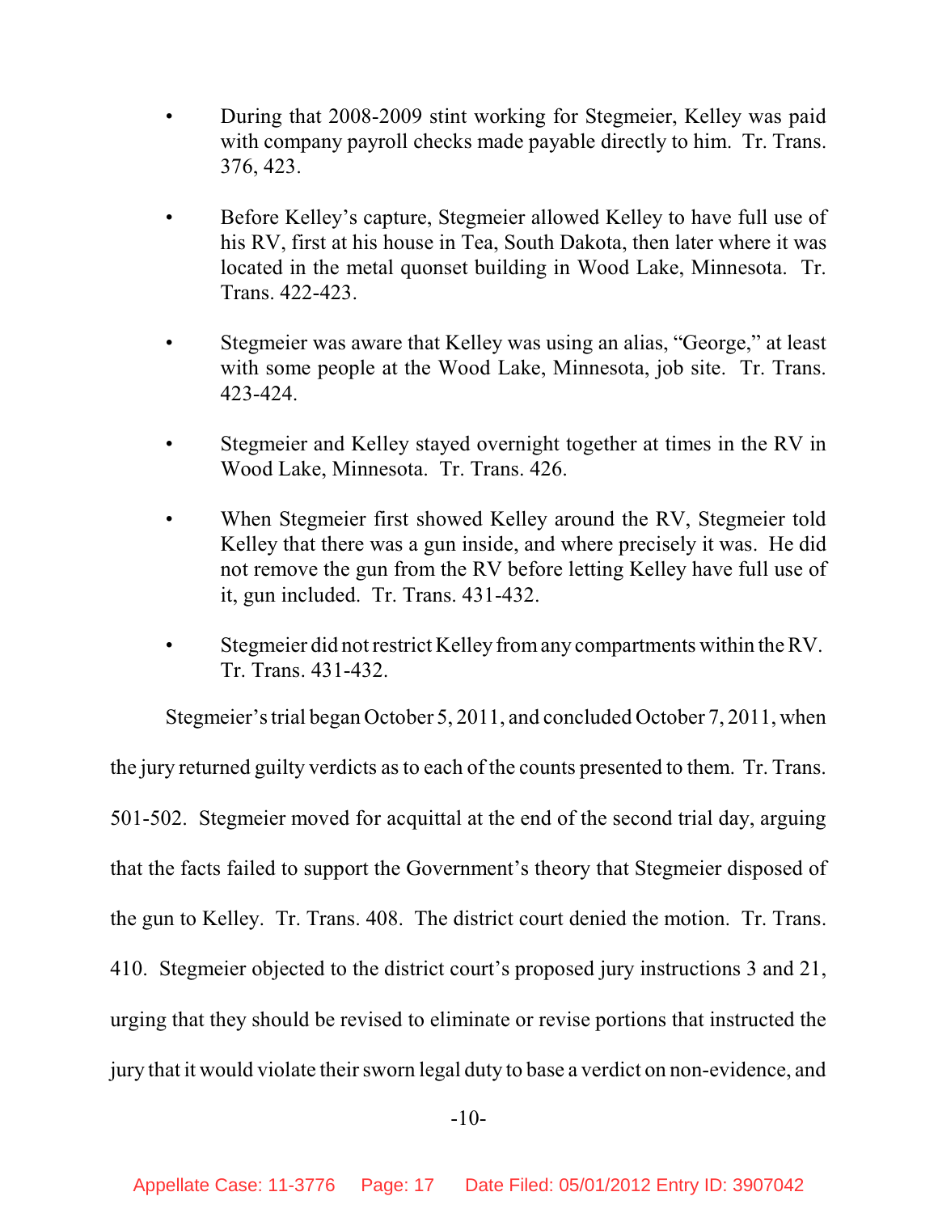- During that 2008-2009 stint working for Stegmeier, Kelley was paid with company payroll checks made payable directly to him. Tr. Trans. 376, 423.

- Before Kelley's capture, Stegmeier allowed Kelley to have full use of his RV, first at his house in Tea, South Dakota, then later where it was located in the metal quonset building in Wood Lake, Minnesota. Tr. Trans. 422-423.

- Stegmeier was aware that Kelley was using an alias, "George," at least with some people at the Wood Lake, Minnesota, job site. Tr. Trans. 423-424.

- Stegmeier and Kelley stayed overnight together at times in the RV in Wood Lake, Minnesota. Tr. Trans. 426.

- When Stegmeier first showed Kelley around the RV, Stegmeier told Kelley that there was a gun inside, and where precisely it was. He did not remove the gun from the RV before letting Kelley have full use of it, gun included. Tr. Trans. 431-432.

- Stegmeier did not restrict Kelley from any compartments within the RV. Tr. Trans. 431-432.

Stegmeier's trial began October 5, 2011, and concluded October 7, 2011, when the jury returned guilty verdicts as to each of the counts presented to them. Tr. Trans. 501-502. Stegmeier moved for acquittal at the end of the second trial day, arguing that the facts failed to support the Government's theory that Stegmeier disposed of the gun to Kelley. Tr. Trans. 408. The district court denied the motion. Tr. Trans. 410. Stegmeier objected to the district court's proposed jury instructions 3 and 21, urging that they should be revised to eliminate or revise portions that instructed the jury that it would violate their sworn legal duty to base a verdict on non-evidence, and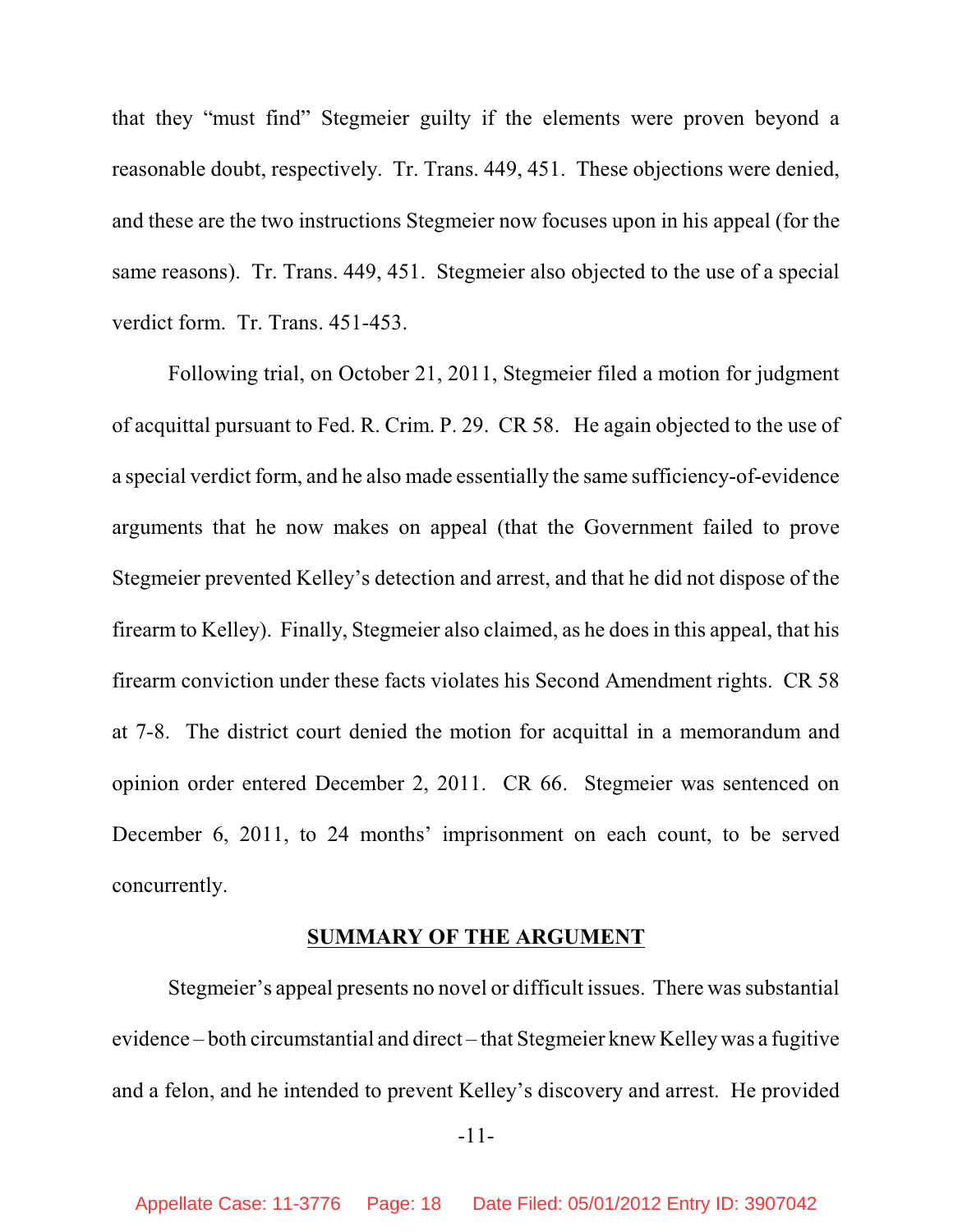that they "must find" Stegmeier guilty if the elements were proven beyond a reasonable doubt, respectively. Tr. Trans. 449, 451. These objections were denied, and these are the two instructions Stegmeier now focuses upon in his appeal (for the same reasons). Tr. Trans. 449, 451. Stegmeier also objected to the use of a special verdict form. Tr. Trans. 451-453.

Following trial, on October 21, 2011, Stegmeier filed a motion for judgment of acquittal pursuant to Fed. R. Crim. P. 29. CR 58. He again objected to the use of a special verdict form, and he also made essentially the same sufficiency-of-evidence arguments that he now makes on appeal (that the Government failed to prove Stegmeier prevented Kelley's detection and arrest, and that he did not dispose of the firearm to Kelley). Finally, Stegmeier also claimed, as he does in this appeal, that his firearm conviction under these facts violates his Second Amendment rights. CR 58 at 7-8. The district court denied the motion for acquittal in a memorandum and opinion order entered December 2, 2011. CR 66. Stegmeier was sentenced on December 6, 2011, to 24 months' imprisonment on each count, to be served concurrently.

## SUMMARY OF THE ARGUMENT

Stegmeier's appeal presents no novel or difficult issues. There was substantial evidence – both circumstantial and direct – that Stegmeier knew Kelley was a fugitive and a felon, and he intended to prevent Kelley's discovery and arrest. He provided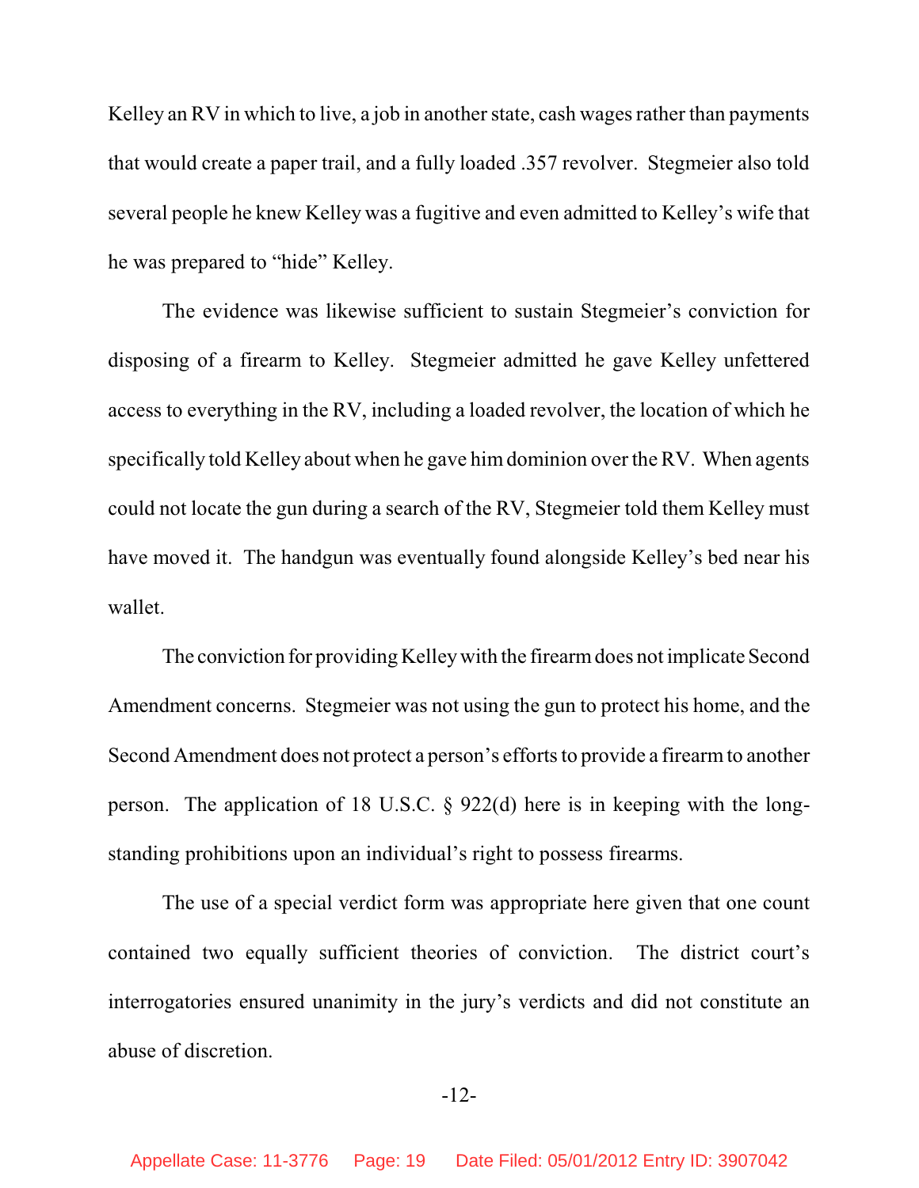Kelley an RV in which to live, a job in another state, cash wages rather than payments that would create a paper trail, and a fully loaded .357 revolver. Stegmeier also told several people he knew Kelley was a fugitive and even admitted to Kelley's wife that he was prepared to "hide" Kelley.

The evidence was likewise sufficient to sustain Stegmeier's conviction for disposing of a firearm to Kelley. Stegmeier admitted he gave Kelley unfettered access to everything in the RV, including a loaded revolver, the location of which he specifically told Kelley about when he gave him dominion over the RV. When agents could not locate the gun during a search of the RV, Stegmeier told them Kelley must have moved it. The handgun was eventually found alongside Kelley's bed near his wallet.

The conviction for providing Kelley with the firearm does not implicate Second Amendment concerns. Stegmeier was not using the gun to protect his home, and the Second Amendment does not protect a person's efforts to provide a firearm to another person. The application of 18 U.S.C. § 922(d) here is in keeping with the long-standing prohibitions upon an individual's right to possess firearms.

The use of a special verdict form was appropriate here given that one count contained two equally sufficient theories of conviction. The district court's interrogatories ensured unanimity in the jury's verdicts and did not constitute an abuse of discretion.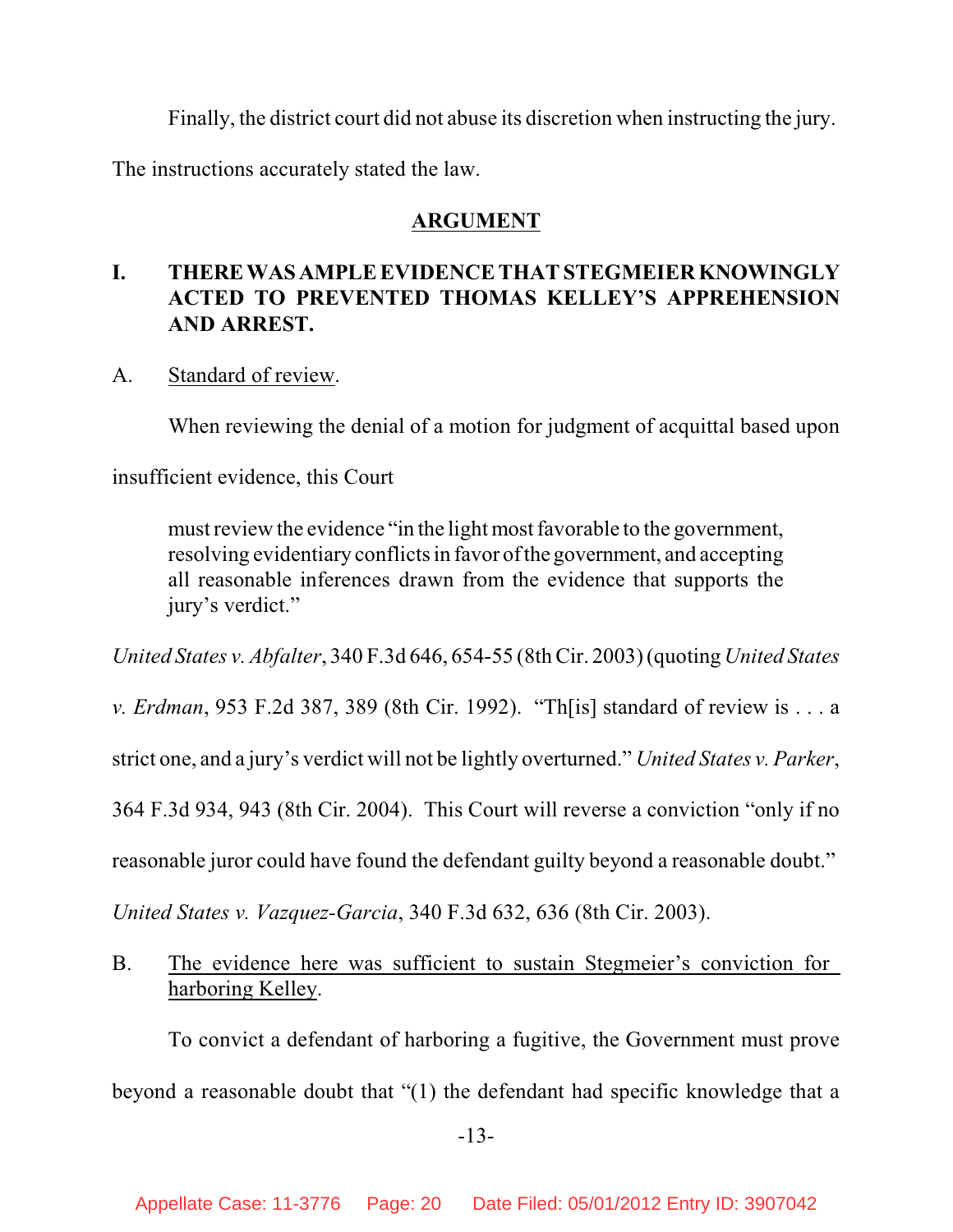Finally, the district court did not abuse its discretion when instructing the jury. The instructions accurately stated the law.

## ARGUMENT

### I. THERE WAS AMPLE EVIDENCE THAT STEGMEIER KNOWINGLY ACTED TO PREVENTED THOMAS KELLEY'S APPREHENSION AND ARREST.

A. Standard of review.

When reviewing the denial of a motion for judgment of acquittal based upon insufficient evidence, this Court

> must review the evidence "in the light most favorable to the government, resolving evidentiary conflicts in favor of the government, and accepting all reasonable inferences drawn from the evidence that supports the jury's verdict."

*United States v. Abfalter*, 340 F.3d 646, 654-55 (8th Cir. 2003) (quoting *United States v. Erdman*, 953 F.2d 387, 389 (8th Cir. 1992). "Th[is] standard of review is . . . a strict one, and a jury's verdict will not be lightly overturned." *United States v. Parker*, 364 F.3d 934, 943 (8th Cir. 2004). This Court will reverse a conviction "only if no reasonable juror could have found the defendant guilty beyond a reasonable doubt." *United States v. Vazquez-Garcia*, 340 F.3d 632, 636 (8th Cir. 2003).

B. The evidence here was sufficient to sustain Stegmeier's conviction for harboring Kelley.

To convict a defendant of harboring a fugitive, the Government must prove beyond a reasonable doubt that "(1) the defendant had specific knowledge that a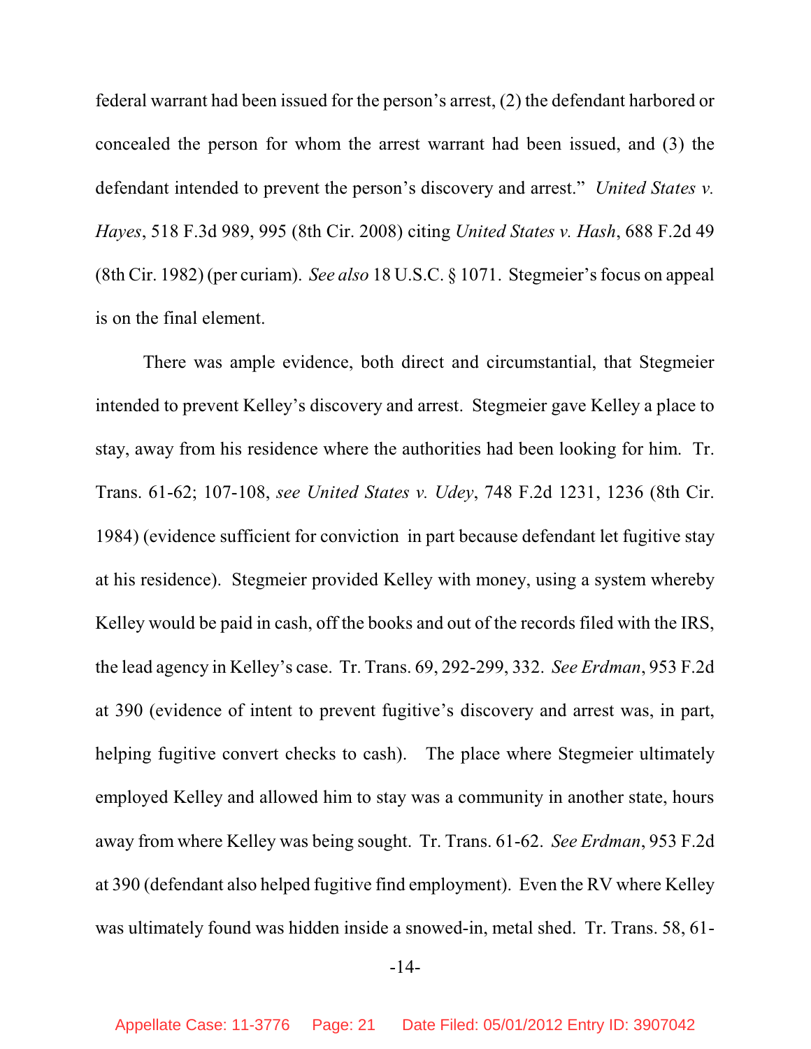federal warrant had been issued for the person's arrest, (2) the defendant harbored or concealed the person for whom the arrest warrant had been issued, and (3) the defendant intended to prevent the person's discovery and arrest." *United States v. Hayes*, 518 F.3d 989, 995 (8th Cir. 2008) citing *United States v. Hash*, 688 F.2d 49 (8th Cir. 1982) (per curiam). *See also* 18 U.S.C. § 1071. Stegmeier's focus on appeal is on the final element.

There was ample evidence, both direct and circumstantial, that Stegmeier intended to prevent Kelley's discovery and arrest. Stegmeier gave Kelley a place to stay, away from his residence where the authorities had been looking for him. Tr. Trans. 61-62; 107-108, *see United States v. Udey*, 748 F.2d 1231, 1236 (8th Cir. 1984) (evidence sufficient for conviction in part because defendant let fugitive stay at his residence). Stegmeier provided Kelley with money, using a system whereby Kelley would be paid in cash, off the books and out of the records filed with the IRS, the lead agency in Kelley's case. Tr. Trans. 69, 292-299, 332. *See Erdman*, 953 F.2d at 390 (evidence of intent to prevent fugitive's discovery and arrest was, in part, helping fugitive convert checks to cash). The place where Stegmeier ultimately employed Kelley and allowed him to stay was a community in another state, hours away from where Kelley was being sought. Tr. Trans. 61-62. *See Erdman*, 953 F.2d at 390 (defendant also helped fugitive find employment). Even the RV where Kelley was ultimately found was hidden inside a snowed-in, metal shed. Tr. Trans. 58, 61-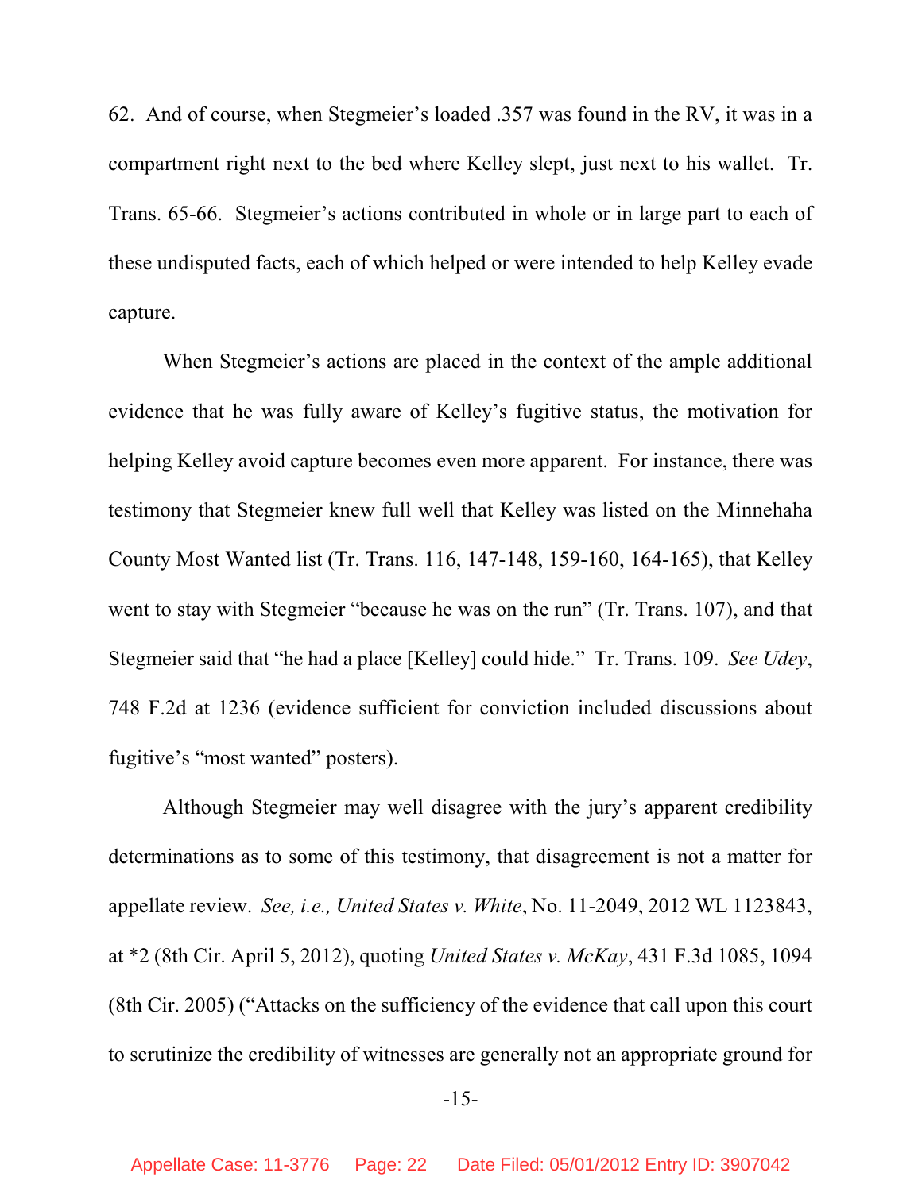62. And of course, when Stegmeier's loaded .357 was found in the RV, it was in a compartment right next to the bed where Kelley slept, just next to his wallet. Tr. Trans. 65-66. Stegmeier's actions contributed in whole or in large part to each of these undisputed facts, each of which helped or were intended to help Kelley evade capture.

When Stegmeier's actions are placed in the context of the ample additional evidence that he was fully aware of Kelley's fugitive status, the motivation for helping Kelley avoid capture becomes even more apparent. For instance, there was testimony that Stegmeier knew full well that Kelley was listed on the Minnehaha County Most Wanted list (Tr. Trans. 116, 147-148, 159-160, 164-165), that Kelley went to stay with Stegmeier "because he was on the run" (Tr. Trans. 107), and that Stegmeier said that "he had a place [Kelley] could hide." Tr. Trans. 109. *See Udey*, 748 F.2d at 1236 (evidence sufficient for conviction included discussions about fugitive's "most wanted" posters).

Although Stegmeier may well disagree with the jury's apparent credibility determinations as to some of this testimony, that disagreement is not a matter for appellate review. *See, i.e., United States v. White*, No. 11-2049, 2012 WL 1123843, at *2 (8th Cir. April 5, 2012), quoting *United States v. McKay*, 431 F.3d 1085, 1094 (8th Cir. 2005) ("Attacks on the sufficiency of the evidence that call upon this court to scrutinize the credibility of witnesses are generally not an appropriate ground for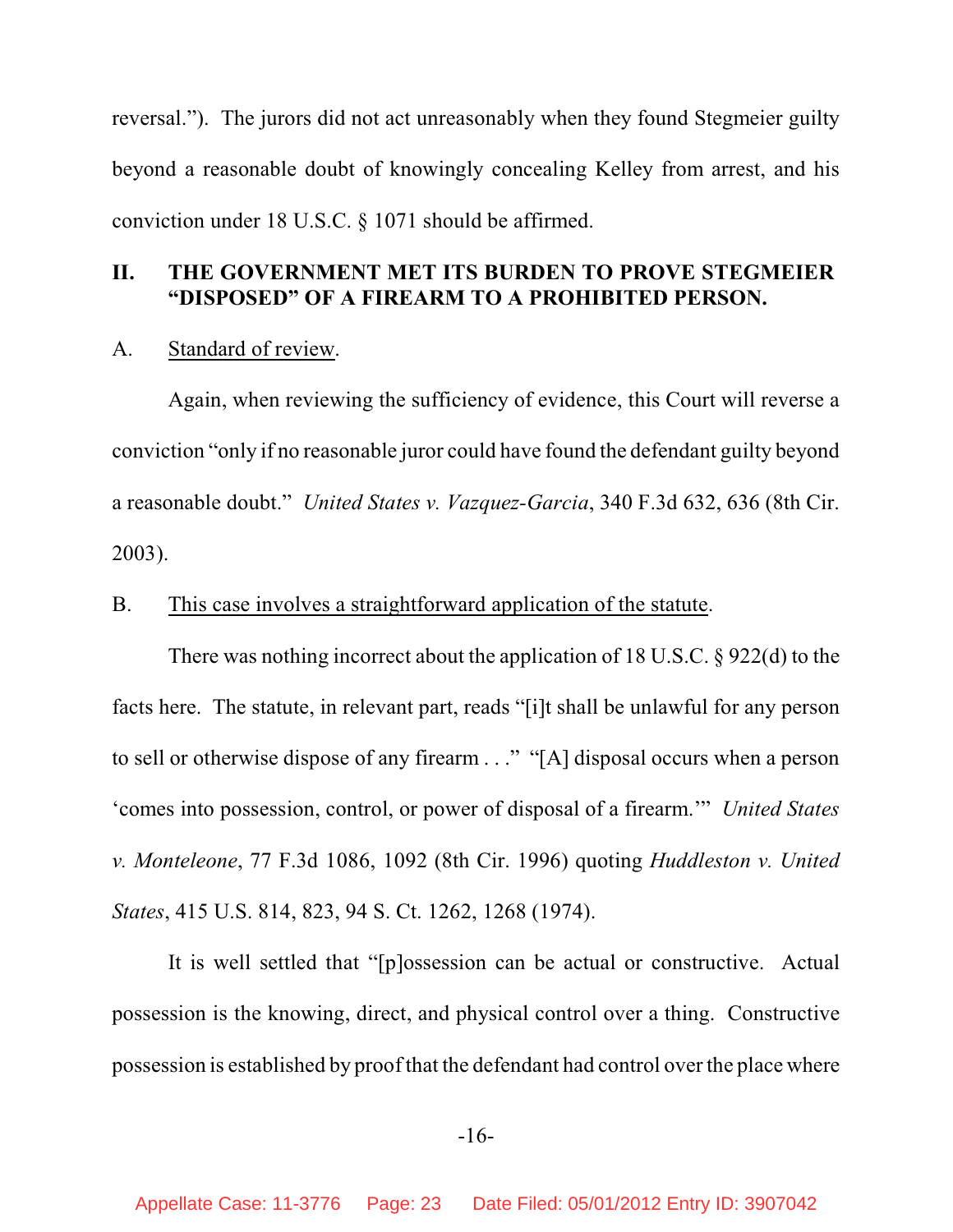reversal."). The jurors did not act unreasonably when they found Stegmeier guilty beyond a reasonable doubt of knowingly concealing Kelley from arrest, and his conviction under 18 U.S.C. § 1071 should be affirmed.

## II. THE GOVERNMENT MET ITS BURDEN TO PROVE STEGMEIER "DISPOSED" OF A FIREARM TO A PROHIBITED PERSON.

### A. Standard of review.

Again, when reviewing the sufficiency of evidence, this Court will reverse a conviction "only if no reasonable juror could have found the defendant guilty beyond a reasonable doubt." *United States v. Vazquez-Garcia*, 340 F.3d 632, 636 (8th Cir. 2003).

### B. This case involves a straightforward application of the statute.

There was nothing incorrect about the application of 18 U.S.C. § 922(d) to the facts here. The statute, in relevant part, reads "[i]t shall be unlawful for any person to sell or otherwise dispose of any firearm . . ." "[A] disposal occurs when a person 'comes into possession, control, or power of disposal of a firearm.'" *United States v. Monteleone*, 77 F.3d 1086, 1092 (8th Cir. 1996) quoting *Huddleston v. United States*, 415 U.S. 814, 823, 94 S. Ct. 1262, 1268 (1974).

It is well settled that "[p]ossession can be actual or constructive. Actual possession is the knowing, direct, and physical control over a thing. Constructive possession is established by proof that the defendant had control over the place where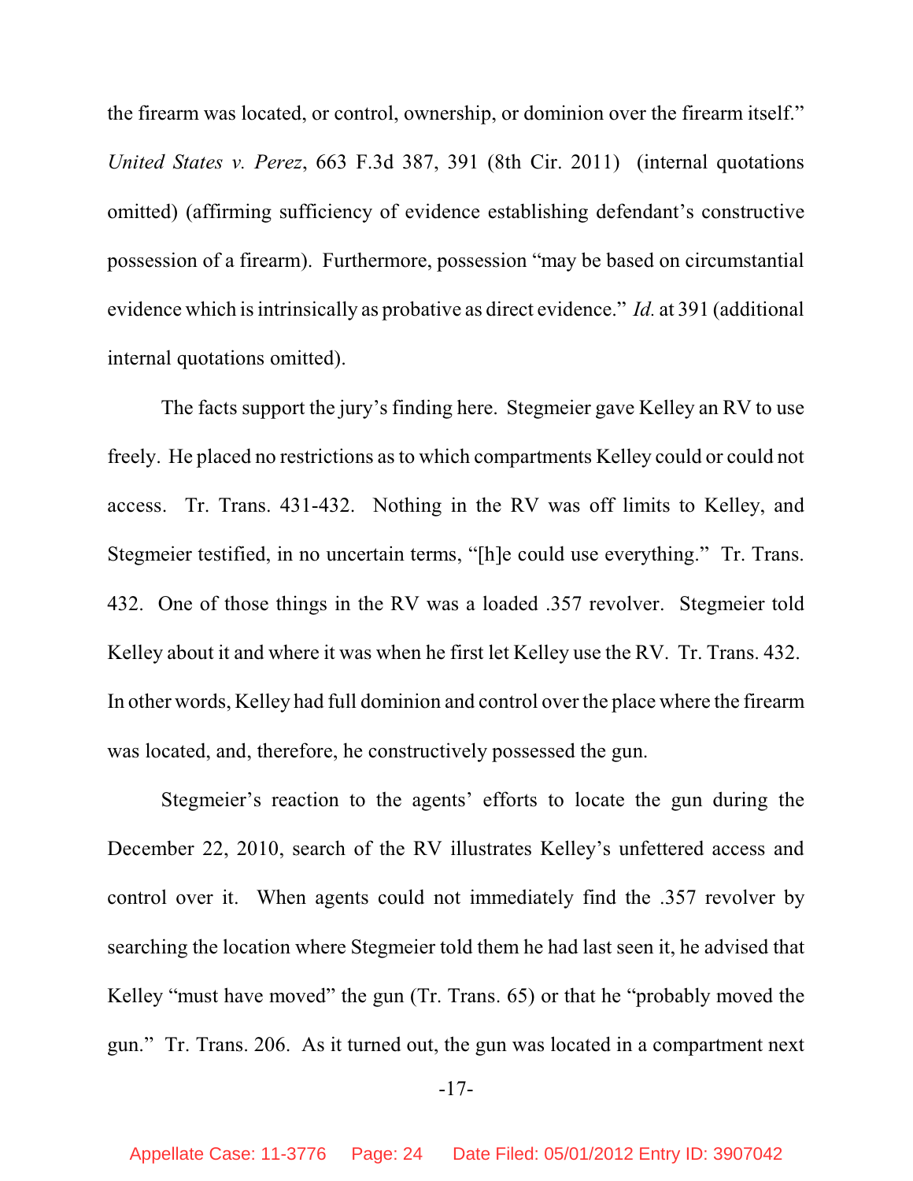the firearm was located, or control, ownership, or dominion over the firearm itself." *United States v. Perez*, 663 F.3d 387, 391 (8th Cir. 2011) (internal quotations omitted) (affirming sufficiency of evidence establishing defendant's constructive possession of a firearm). Furthermore, possession "may be based on circumstantial evidence which is intrinsically as probative as direct evidence." *Id.* at 391 (additional internal quotations omitted).

The facts support the jury's finding here. Stegmeier gave Kelley an RV to use freely. He placed no restrictions as to which compartments Kelley could or could not access. Tr. Trans. 431-432. Nothing in the RV was off limits to Kelley, and Stegmeier testified, in no uncertain terms, "[h]e could use everything." Tr. Trans. 432. One of those things in the RV was a loaded .357 revolver. Stegmeier told Kelley about it and where it was when he first let Kelley use the RV. Tr. Trans. 432. In other words, Kelley had full dominion and control over the place where the firearm was located, and, therefore, he constructively possessed the gun.

Stegmeier's reaction to the agents' efforts to locate the gun during the December 22, 2010, search of the RV illustrates Kelley's unfettered access and control over it. When agents could not immediately find the .357 revolver by searching the location where Stegmeier told them he had last seen it, he advised that Kelley "must have moved" the gun (Tr. Trans. 65) or that he "probably moved the gun." Tr. Trans. 206. As it turned out, the gun was located in a compartment next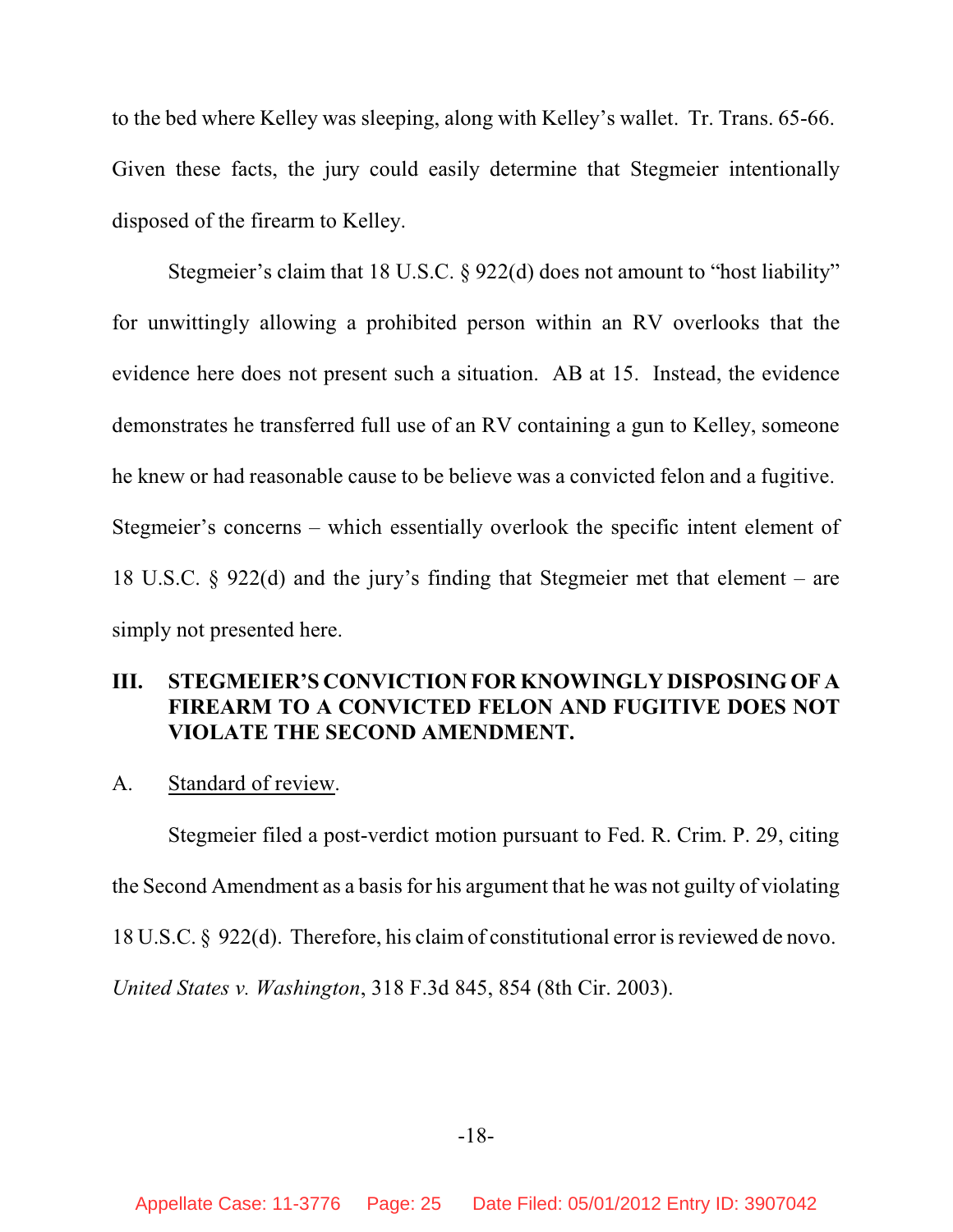to the bed where Kelley was sleeping, along with Kelley's wallet. Tr. Trans. 65-66. Given these facts, the jury could easily determine that Stegmeier intentionally disposed of the firearm to Kelley.

Stegmeier's claim that 18 U.S.C. § 922(d) does not amount to "host liability" for unwittingly allowing a prohibited person within an RV overlooks that the evidence here does not present such a situation. AB at 15. Instead, the evidence demonstrates he transferred full use of an RV containing a gun to Kelley, someone he knew or had reasonable cause to be believe was a convicted felon and a fugitive. Stegmeier's concerns – which essentially overlook the specific intent element of 18 U.S.C. § 922(d) and the jury's finding that Stegmeier met that element – are simply not presented here.

## III. STEGMEIER'S CONVICTION FOR KNOWINGLY DISPOSING OF A FIREARM TO A CONVICTED FELON AND FUGITIVE DOES NOT VIOLATE THE SECOND AMENDMENT.

### A. Standard of review.

Stegmeier filed a post-verdict motion pursuant to Fed. R. Crim. P. 29, citing the Second Amendment as a basis for his argument that he was not guilty of violating 18 U.S.C. § 922(d). Therefore, his claim of constitutional error is reviewed de novo. *United States v. Washington*, 318 F.3d 845, 854 (8th Cir. 2003).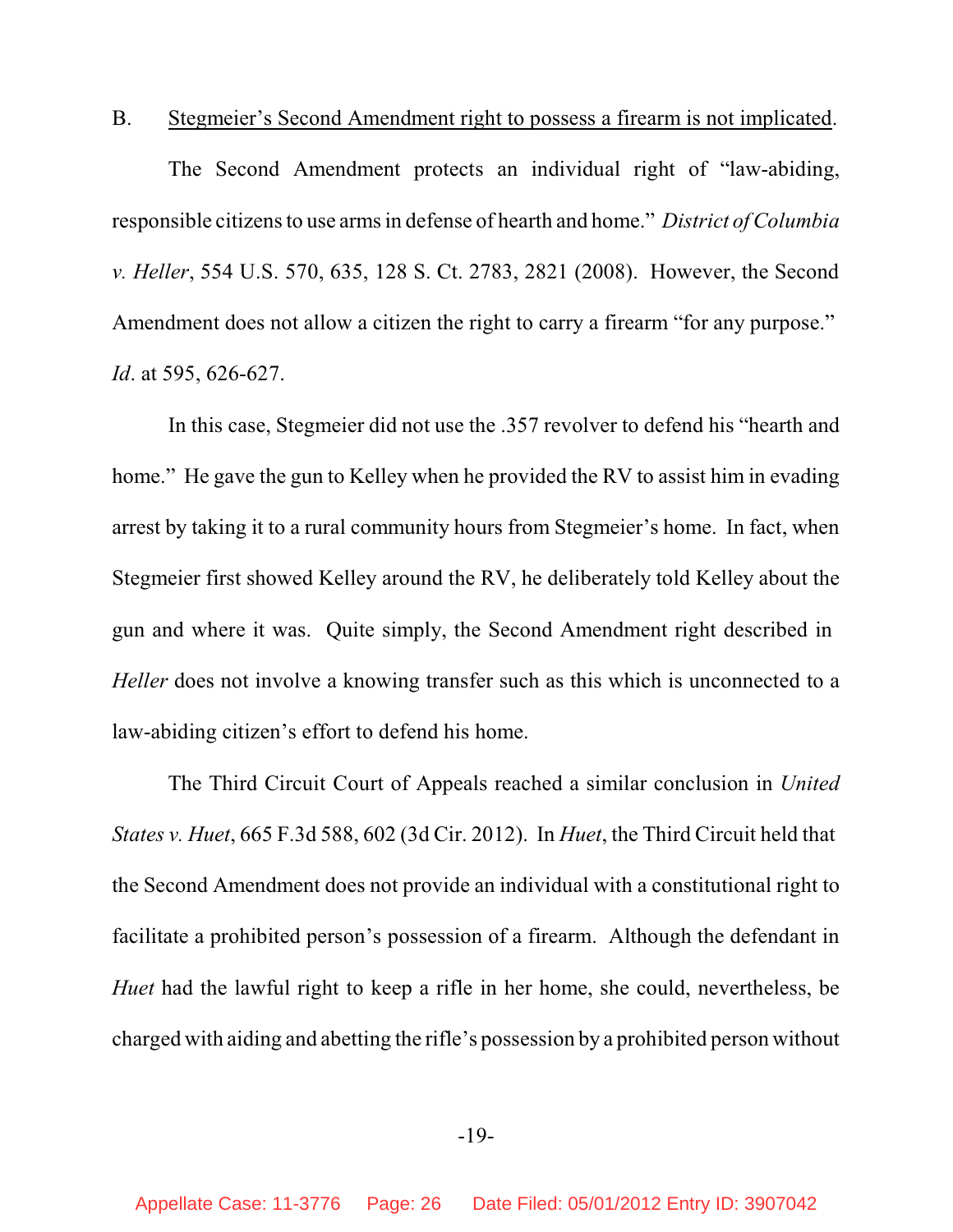B. Stegmeier's Second Amendment right to possess a firearm is not implicated.

The Second Amendment protects an individual right of "law-abiding, responsible citizens to use arms in defense of hearth and home." *District of Columbia v. Heller*, 554 U.S. 570, 635, 128 S. Ct. 2783, 2821 (2008). However, the Second Amendment does not allow a citizen the right to carry a firearm "for any purpose." *Id*. at 595, 626-627.

In this case, Stegmeier did not use the .357 revolver to defend his "hearth and home." He gave the gun to Kelley when he provided the RV to assist him in evading arrest by taking it to a rural community hours from Stegmeier's home. In fact, when Stegmeier first showed Kelley around the RV, he deliberately told Kelley about the gun and where it was. Quite simply, the Second Amendment right described in *Heller* does not involve a knowing transfer such as this which is unconnected to a law-abiding citizen's effort to defend his home.

The Third Circuit Court of Appeals reached a similar conclusion in *United States v. Huet*, 665 F.3d 588, 602 (3d Cir. 2012). In *Huet*, the Third Circuit held that the Second Amendment does not provide an individual with a constitutional right to facilitate a prohibited person's possession of a firearm. Although the defendant in *Huet* had the lawful right to keep a rifle in her home, she could, nevertheless, be charged with aiding and abetting the rifle's possession by a prohibited person without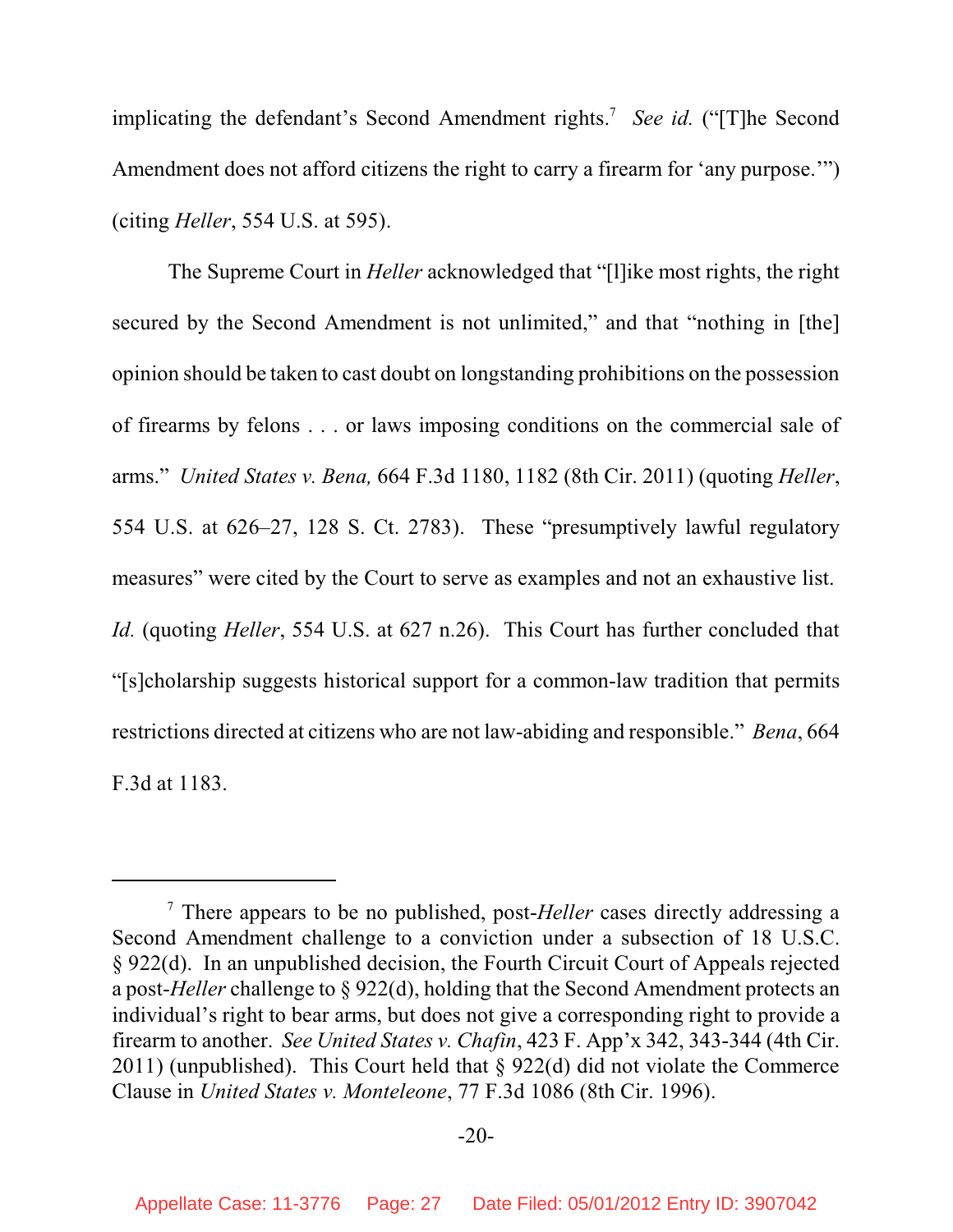implicating the defendant's Second Amendment rights.[7] *See id.* ("[T]he Second Amendment does not afford citizens the right to carry a firearm for 'any purpose.'") (citing *Heller*, 554 U.S. at 595).

The Supreme Court in *Heller* acknowledged that "[l]ike most rights, the right secured by the Second Amendment is not unlimited," and that "nothing in [the] opinion should be taken to cast doubt on longstanding prohibitions on the possession of firearms by felons . . . or laws imposing conditions on the commercial sale of arms." *United States v. Bena,* 664 F.3d 1180, 1182 (8th Cir. 2011) (quoting *Heller*, 554 U.S. at 626–27, 128 S. Ct. 2783). These "presumptively lawful regulatory measures" were cited by the Court to serve as examples and not an exhaustive list. *Id.* (quoting *Heller*, 554 U.S. at 627 n.26). This Court has further concluded that "[s]cholarship suggests historical support for a common-law tradition that permits restrictions directed at citizens who are not law-abiding and responsible." *Bena*, 664 F.3d at 1183.

---

[7] There appears to be no published, post-*Heller* cases directly addressing a Second Amendment challenge to a conviction under a subsection of 18 U.S.C. § 922(d). In an unpublished decision, the Fourth Circuit Court of Appeals rejected a post-*Heller* challenge to § 922(d), holding that the Second Amendment protects an individual's right to bear arms, but does not give a corresponding right to provide a firearm to another. *See United States v. Chafin*, 423 F. App'x 342, 343-344 (4th Cir. 2011) (unpublished). This Court held that § 922(d) did not violate the Commerce Clause in *United States v. Monteleone*, 77 F.3d 1086 (8th Cir. 1996).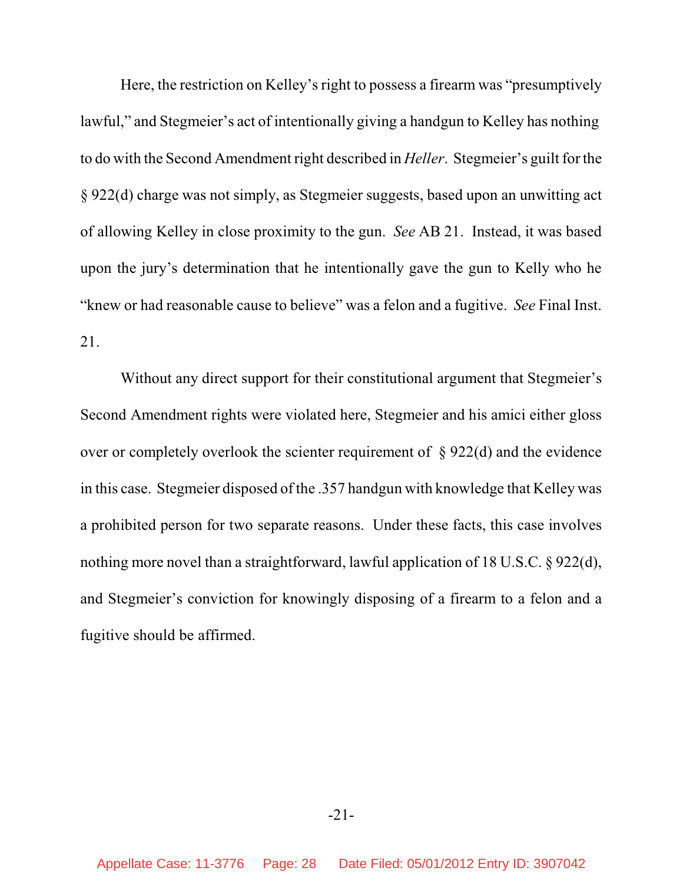Here, the restriction on Kelley's right to possess a firearm was "presumptively lawful," and Stegmeier's act of intentionally giving a handgun to Kelley has nothing to do with the Second Amendment right described in *Heller*. Stegmeier's guilt for the § 922(d) charge was not simply, as Stegmeier suggests, based upon an unwitting act of allowing Kelley in close proximity to the gun. *See* AB 21. Instead, it was based upon the jury's determination that he intentionally gave the gun to Kelly who he "knew or had reasonable cause to believe" was a felon and a fugitive. *See* Final Inst. 21.

Without any direct support for their constitutional argument that Stegmeier's Second Amendment rights were violated here, Stegmeier and his amici either gloss over or completely overlook the scienter requirement of § 922(d) and the evidence in this case. Stegmeier disposed of the .357 handgun with knowledge that Kelley was a prohibited person for two separate reasons. Under these facts, this case involves nothing more novel than a straightforward, lawful application of 18 U.S.C. § 922(d), and Stegmeier's conviction for knowingly disposing of a firearm to a felon and a fugitive should be affirmed.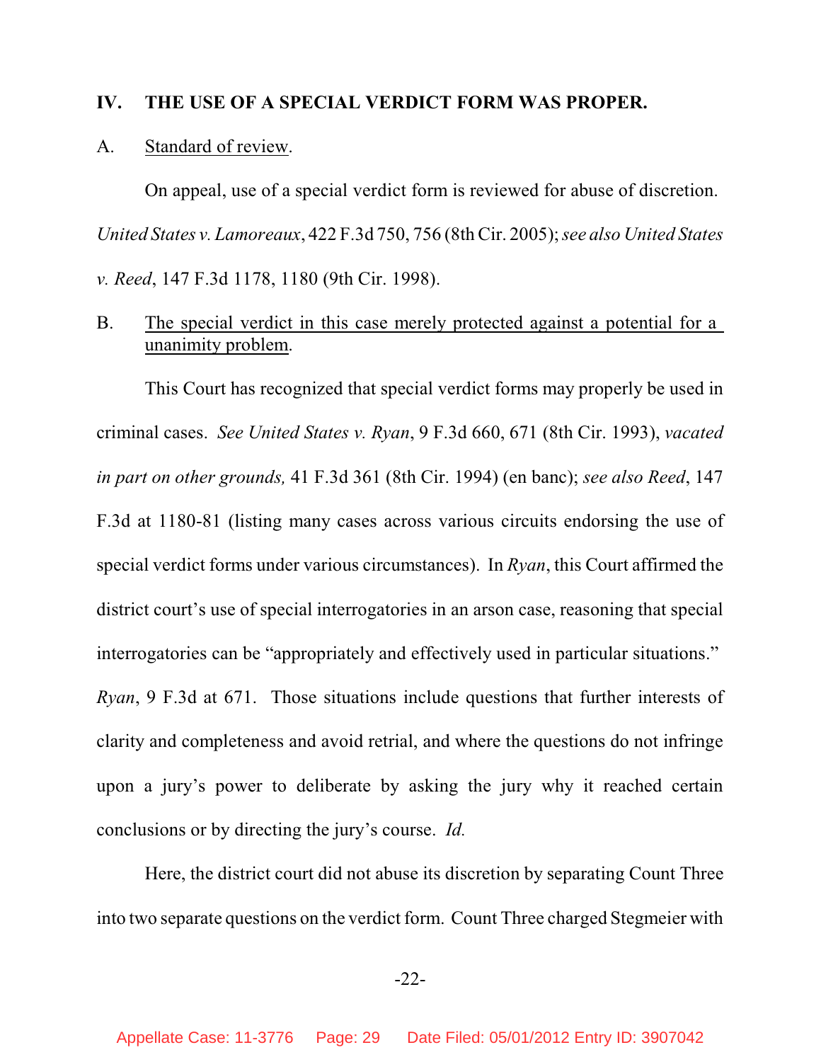## IV. THE USE OF A SPECIAL VERDICT FORM WAS PROPER.

A. Standard of review.

On appeal, use of a special verdict form is reviewed for abuse of discretion. *United States v. Lamoreaux*, 422 F.3d 750, 756 (8th Cir. 2005); *see also United States v. Reed*, 147 F.3d 1178, 1180 (9th Cir. 1998).

B. The special verdict in this case merely protected against a potential for a unanimity problem.

This Court has recognized that special verdict forms may properly be used in criminal cases. *See United States v. Ryan*, 9 F.3d 660, 671 (8th Cir. 1993), *vacated in part on other grounds,* 41 F.3d 361 (8th Cir. 1994) (en banc); *see also Reed*, 147 F.3d at 1180-81 (listing many cases across various circuits endorsing the use of special verdict forms under various circumstances). In *Ryan*, this Court affirmed the district court's use of special interrogatories in an arson case, reasoning that special interrogatories can be "appropriately and effectively used in particular situations." *Ryan*, 9 F.3d at 671. Those situations include questions that further interests of clarity and completeness and avoid retrial, and where the questions do not infringe upon a jury's power to deliberate by asking the jury why it reached certain conclusions or by directing the jury's course. *Id.*

Here, the district court did not abuse its discretion by separating Count Three into two separate questions on the verdict form. Count Three charged Stegmeier with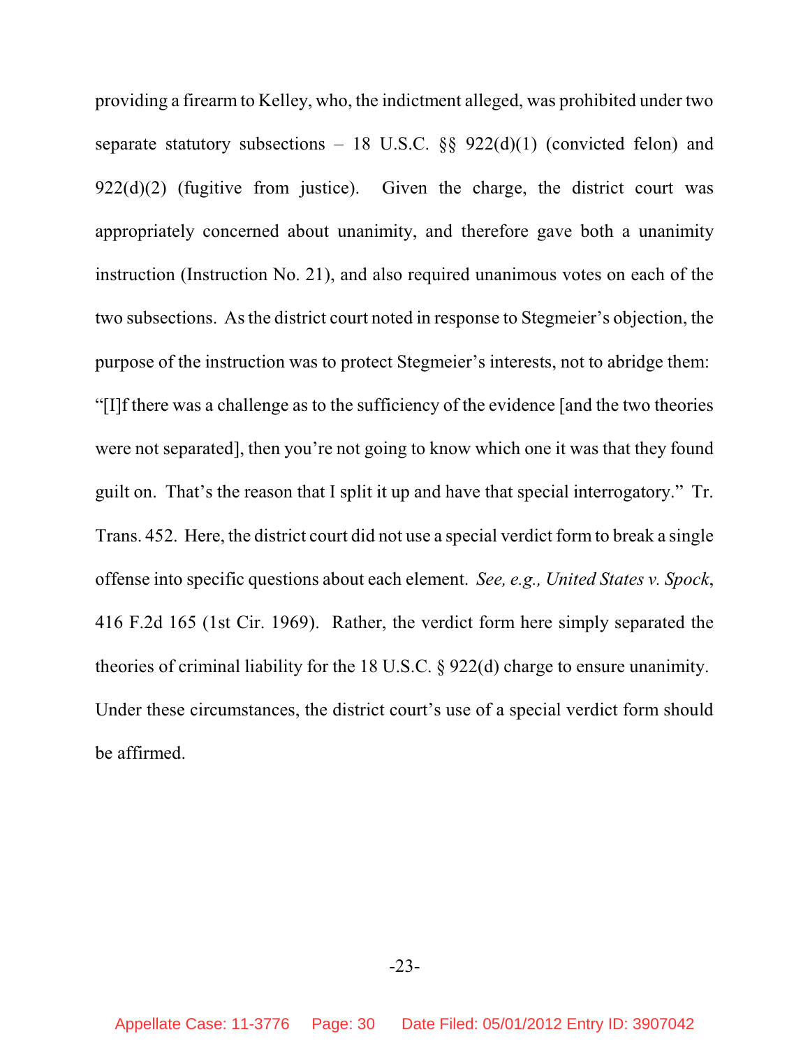providing a firearm to Kelley, who, the indictment alleged, was prohibited under two separate statutory subsections – 18 U.S.C. §§ 922(d)(1) (convicted felon) and 922(d)(2) (fugitive from justice). Given the charge, the district court was appropriately concerned about unanimity, and therefore gave both a unanimity instruction (Instruction No. 21), and also required unanimous votes on each of the two subsections. As the district court noted in response to Stegmeier's objection, the purpose of the instruction was to protect Stegmeier's interests, not to abridge them: "[I]f there was a challenge as to the sufficiency of the evidence [and the two theories were not separated], then you're not going to know which one it was that they found guilt on. That's the reason that I split it up and have that special interrogatory." Tr. Trans. 452. Here, the district court did not use a special verdict form to break a single offense into specific questions about each element. *See, e.g., United States v. Spock*, 416 F.2d 165 (1st Cir. 1969). Rather, the verdict form here simply separated the theories of criminal liability for the 18 U.S.C. § 922(d) charge to ensure unanimity. Under these circumstances, the district court's use of a special verdict form should be affirmed.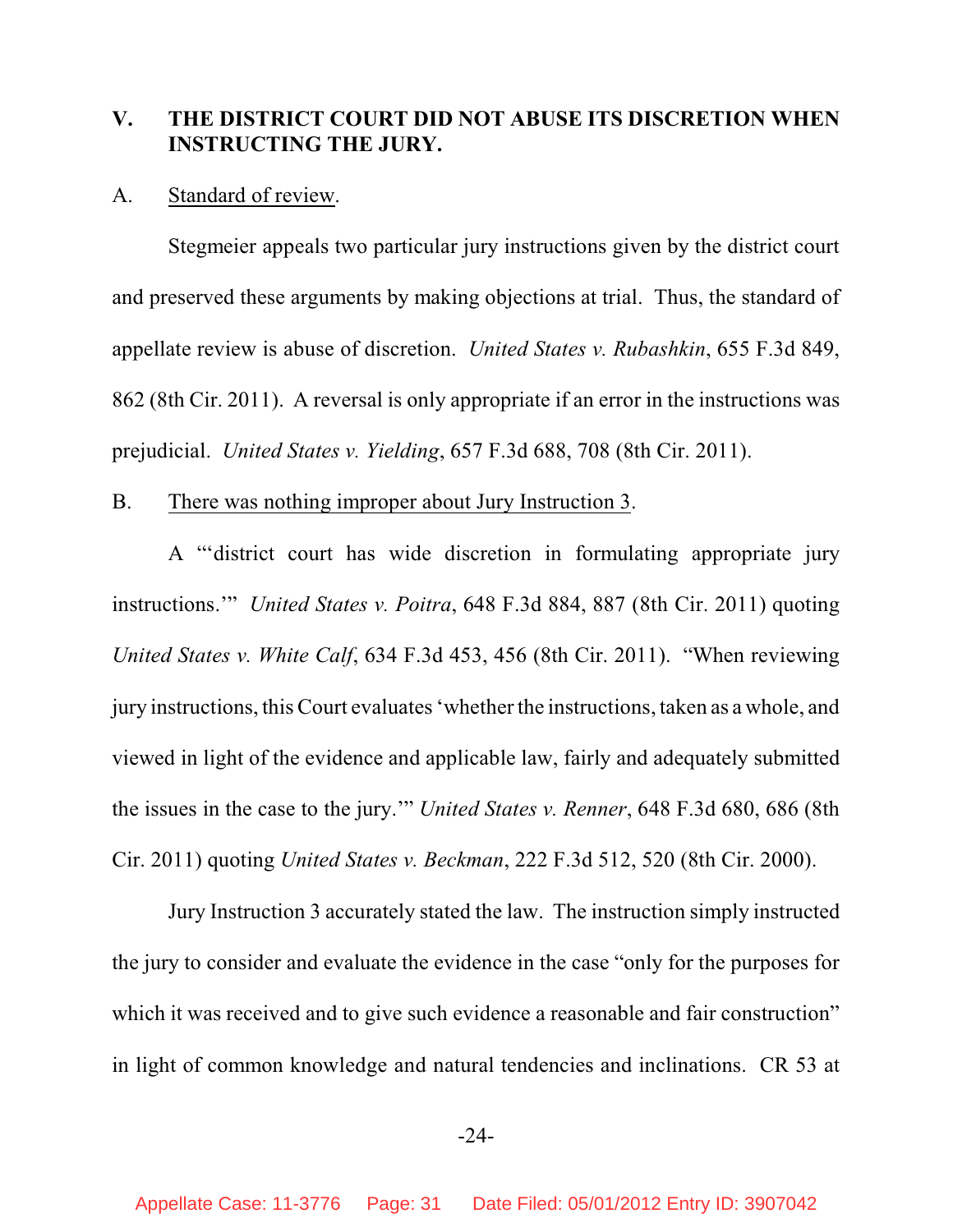## V. THE DISTRICT COURT DID NOT ABUSE ITS DISCRETION WHEN INSTRUCTING THE JURY.

A. Standard of review.

Stegmeier appeals two particular jury instructions given by the district court and preserved these arguments by making objections at trial. Thus, the standard of appellate review is abuse of discretion. *United States v. Rubashkin*, 655 F.3d 849, 862 (8th Cir. 2011). A reversal is only appropriate if an error in the instructions was prejudicial. *United States v. Yielding*, 657 F.3d 688, 708 (8th Cir. 2011).

B. There was nothing improper about Jury Instruction 3.

A "'district court has wide discretion in formulating appropriate jury instructions.'" *United States v. Poitra*, 648 F.3d 884, 887 (8th Cir. 2011) quoting *United States v. White Calf*, 634 F.3d 453, 456 (8th Cir. 2011). "When reviewing jury instructions, this Court evaluates 'whether the instructions, taken as a whole, and viewed in light of the evidence and applicable law, fairly and adequately submitted the issues in the case to the jury.'" *United States v. Renner*, 648 F.3d 680, 686 (8th Cir. 2011) quoting *United States v. Beckman*, 222 F.3d 512, 520 (8th Cir. 2000).

Jury Instruction 3 accurately stated the law. The instruction simply instructed the jury to consider and evaluate the evidence in the case "only for the purposes for which it was received and to give such evidence a reasonable and fair construction" in light of common knowledge and natural tendencies and inclinations. CR 53 at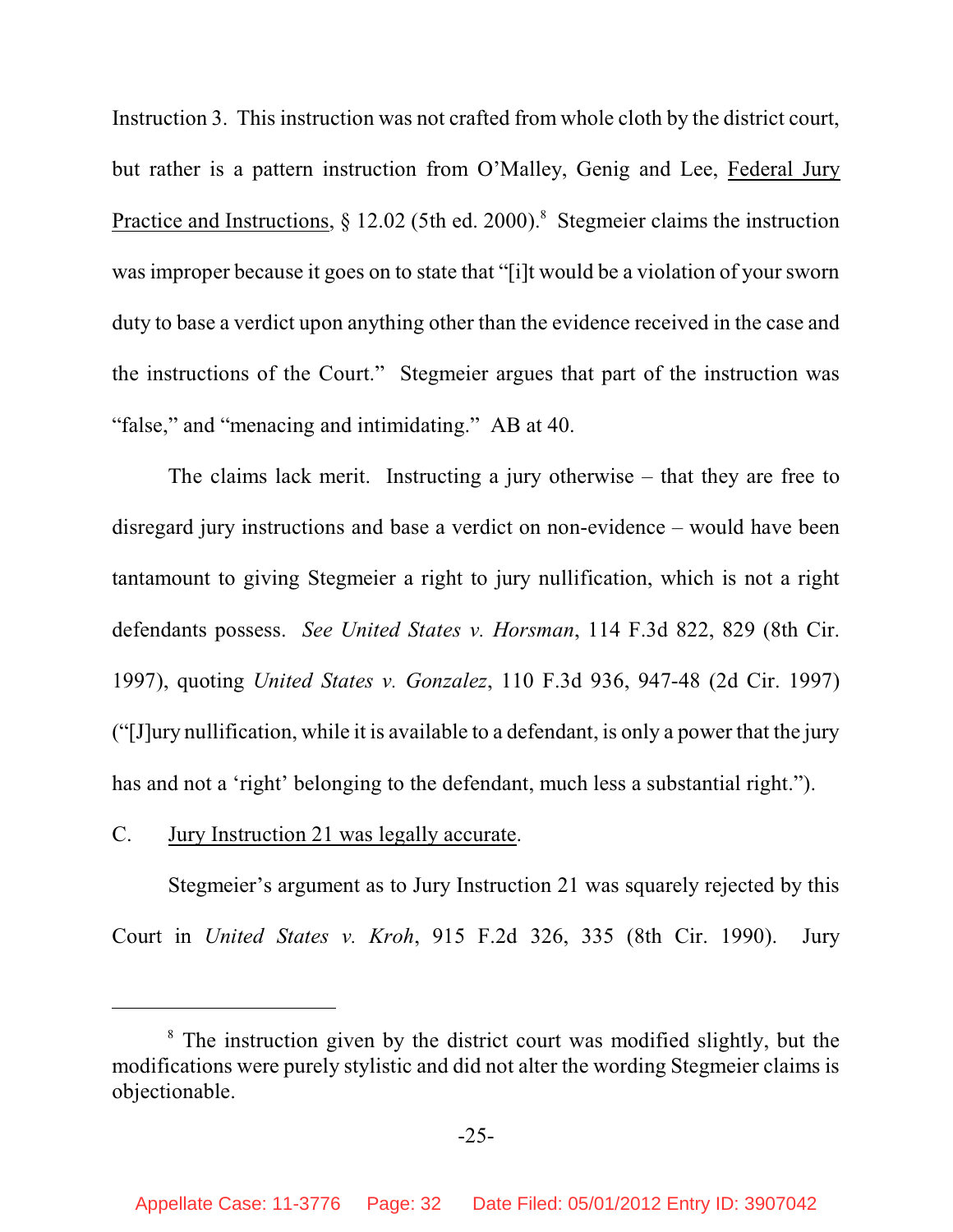Instruction 3. This instruction was not crafted from whole cloth by the district court, but rather is a pattern instruction from O'Malley, Genig and Lee, Federal Jury Practice and Instructions, § 12.02 (5th ed. 2000).[8] Stegmeier claims the instruction was improper because it goes on to state that "[i]t would be a violation of your sworn duty to base a verdict upon anything other than the evidence received in the case and the instructions of the Court." Stegmeier argues that part of the instruction was "false," and "menacing and intimidating." AB at 40.

The claims lack merit. Instructing a jury otherwise – that they are free to disregard jury instructions and base a verdict on non-evidence – would have been tantamount to giving Stegmeier a right to jury nullification, which is not a right defendants possess. *See United States v. Horsman*, 114 F.3d 822, 829 (8th Cir. 1997), quoting *United States v. Gonzalez*, 110 F.3d 936, 947-48 (2d Cir. 1997) ("[J]ury nullification, while it is available to a defendant, is only a power that the jury has and not a 'right' belonging to the defendant, much less a substantial right.").

C. Jury Instruction 21 was legally accurate.

Stegmeier's argument as to Jury Instruction 21 was squarely rejected by this Court in *United States v. Kroh*, 915 F.2d 326, 335 (8th Cir. 1990). Jury

---

[8] The instruction given by the district court was modified slightly, but the modifications were purely stylistic and did not alter the wording Stegmeier claims is objectionable.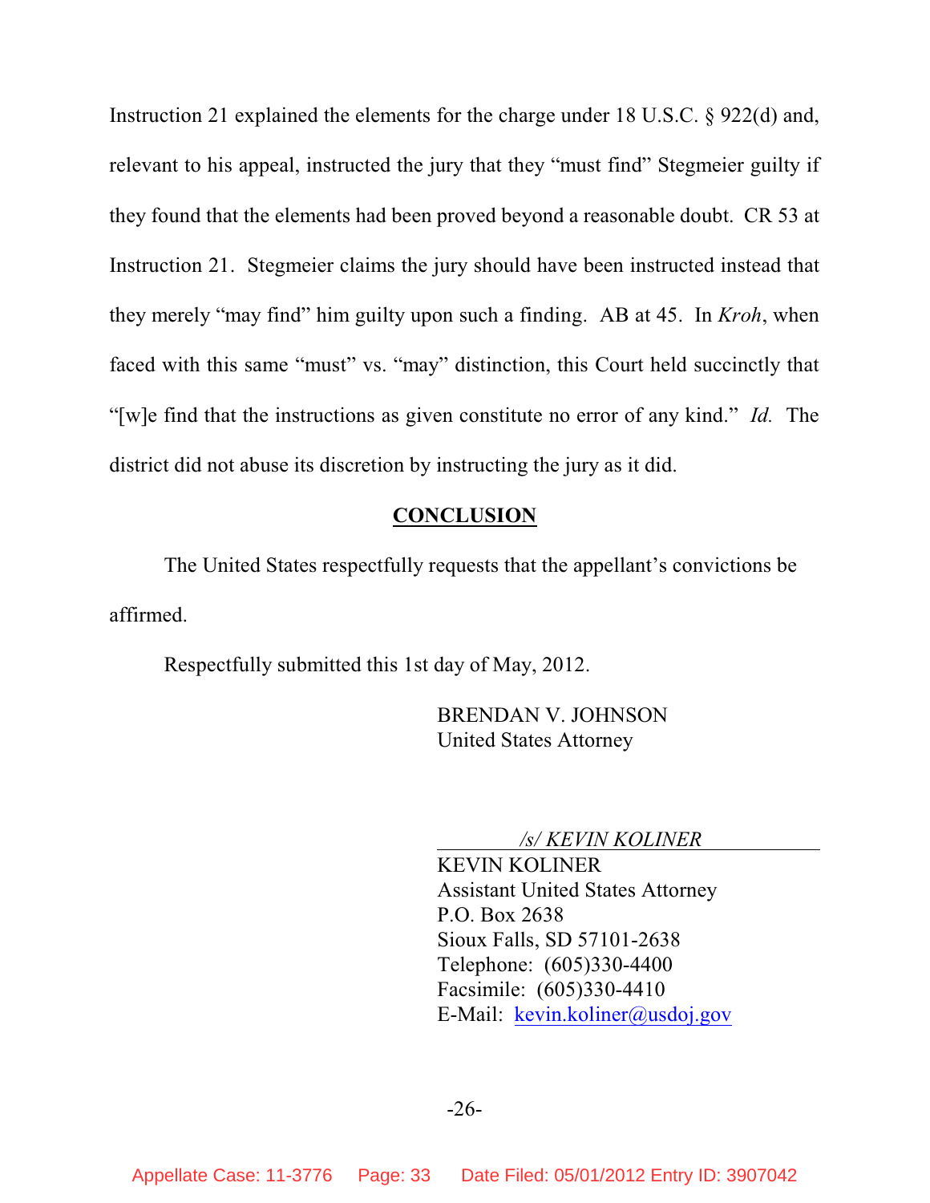Instruction 21 explained the elements for the charge under 18 U.S.C. § 922(d) and, relevant to his appeal, instructed the jury that they "must find" Stegmeier guilty if they found that the elements had been proved beyond a reasonable doubt. CR 53 at Instruction 21. Stegmeier claims the jury should have been instructed instead that they merely "may find" him guilty upon such a finding. AB at 45. In *Kroh*, when faced with this same "must" vs. "may" distinction, this Court held succinctly that "[w]e find that the instructions as given constitute no error of any kind." *Id.* The district did not abuse its discretion by instructing the jury as it did.

## CONCLUSION

The United States respectfully requests that the appellant's convictions be affirmed.

Respectfully submitted this 1st day of May, 2012.

BRENDAN V. JOHNSON
United States Attorney

*/s/ KEVIN KOLINER*
KEVIN KOLINER
Assistant United States Attorney
P.O. Box 2638
Sioux Falls, SD 57101-2638
Telephone: (605)330-4400
Facsimile: (605)330-4410
E-Mail: kevin.koliner@usdoj.gov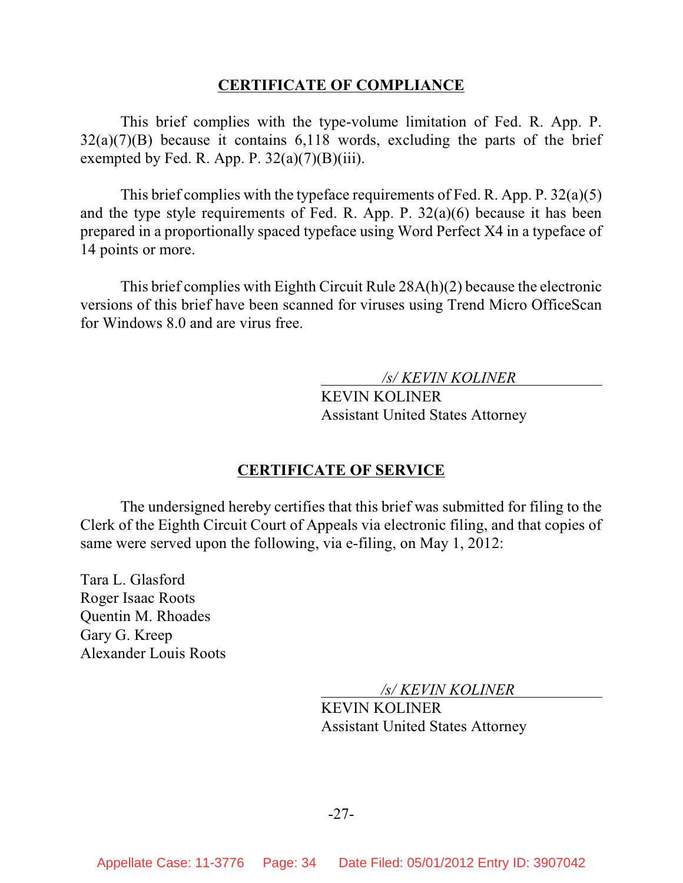## CERTIFICATE OF COMPLIANCE

This brief complies with the type-volume limitation of Fed. R. App. P. 32(a)(7)(B) because it contains 6,118 words, excluding the parts of the brief exempted by Fed. R. App. P. 32(a)(7)(B)(iii).

This brief complies with the typeface requirements of Fed. R. App. P. 32(a)(5) and the type style requirements of Fed. R. App. P. 32(a)(6) because it has been prepared in a proportionally spaced typeface using Word Perfect X4 in a typeface of 14 points or more.

This brief complies with Eighth Circuit Rule 28A(h)(2) because the electronic versions of this brief have been scanned for viruses using Trend Micro OfficeScan for Windows 8.0 and are virus free.

*/s/ KEVIN KOLINER*
KEVIN KOLINER
Assistant United States Attorney

## CERTIFICATE OF SERVICE

The undersigned hereby certifies that this brief was submitted for filing to the Clerk of the Eighth Circuit Court of Appeals via electronic filing, and that copies of same were served upon the following, via e-filing, on May 1, 2012:

Tara L. Glasford
Roger Isaac Roots
Quentin M. Rhoades
Gary G. Kreep
Alexander Louis Roots

*/s/ KEVIN KOLINER*
KEVIN KOLINER
Assistant United States Attorney